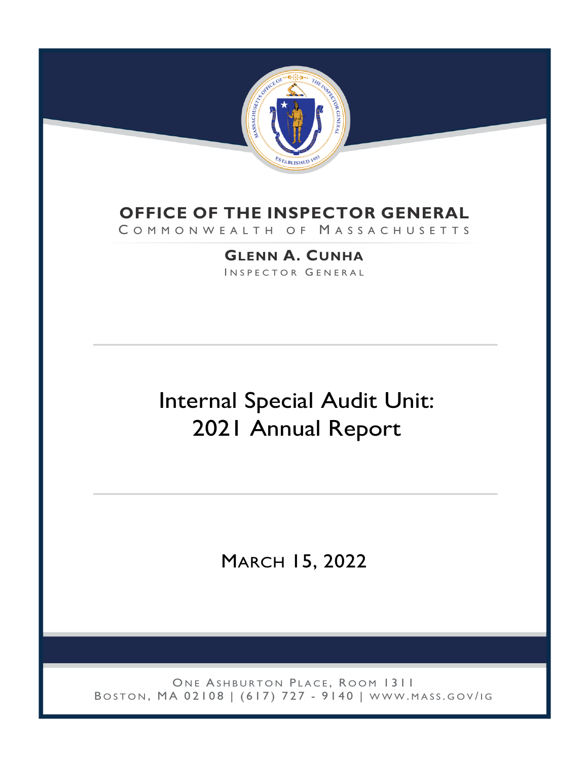# OFFICE OF THE INSPECTOR GENERAL

COMMONWEALTH OF MASSACHUSETTS

**GLENN A. CUNHA**

INSPECTOR GENERAL

# Internal Special Audit Unit: 2021 Annual Report

MARCH 15, 2022

ONE ASHBURTON PLACE, ROOM 1311
BOSTON, MA 02108 | (617) 727 - 9140 | WWW.MASS.GOV/IG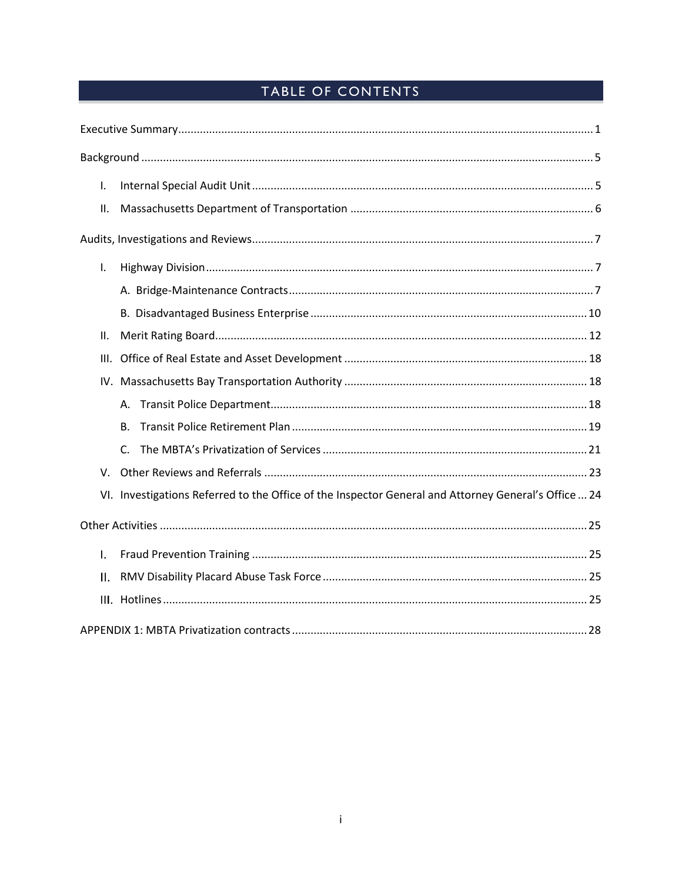# TABLE OF CONTENTS

Executive Summary ... 1

Background ... 5

- I. Internal Special Audit Unit ... 5
- II. Massachusetts Department of Transportation ... 6

Audits, Investigations and Reviews ... 7

- I. Highway Division ... 7
  - A. Bridge-Maintenance Contracts ... 7
  - B. Disadvantaged Business Enterprise ... 10
- II. Merit Rating Board ... 12
- III. Office of Real Estate and Asset Development ... 18
- IV. Massachusetts Bay Transportation Authority ... 18
  - A. Transit Police Department ... 18
  - B. Transit Police Retirement Plan ... 19
  - C. The MBTA's Privatization of Services ... 21
- V. Other Reviews and Referrals ... 23
- VI. Investigations Referred to the Office of the Inspector General and Attorney General's Office ... 24

Other Activities ... 25

- I. Fraud Prevention Training ... 25
- II. RMV Disability Placard Abuse Task Force ... 25
- III. Hotlines ... 25

APPENDIX 1: MBTA Privatization contracts ... 28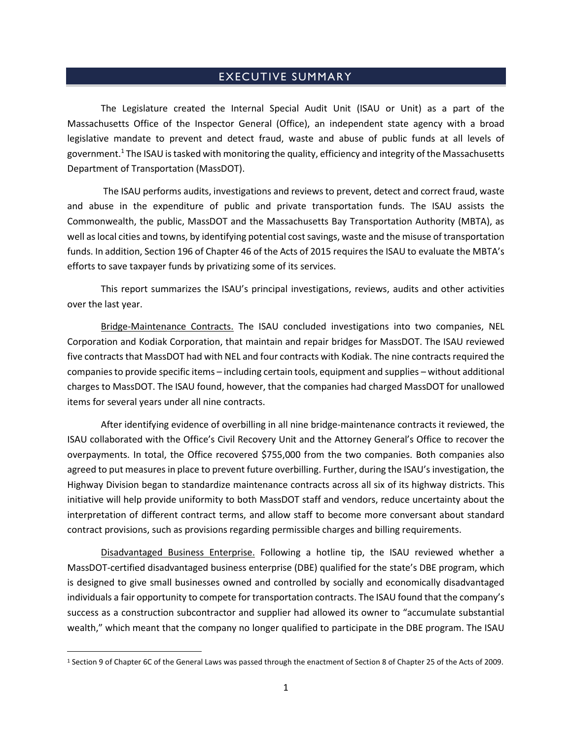## EXECUTIVE SUMMARY

The Legislature created the Internal Special Audit Unit (ISAU or Unit) as a part of the Massachusetts Office of the Inspector General (Office), an independent state agency with a broad legislative mandate to prevent and detect fraud, waste and abuse of public funds at all levels of government.[1] The ISAU is tasked with monitoring the quality, efficiency and integrity of the Massachusetts Department of Transportation (MassDOT).

The ISAU performs audits, investigations and reviews to prevent, detect and correct fraud, waste and abuse in the expenditure of public and private transportation funds. The ISAU assists the Commonwealth, the public, MassDOT and the Massachusetts Bay Transportation Authority (MBTA), as well as local cities and towns, by identifying potential cost savings, waste and the misuse of transportation funds. In addition, Section 196 of Chapter 46 of the Acts of 2015 requires the ISAU to evaluate the MBTA's efforts to save taxpayer funds by privatizing some of its services.

This report summarizes the ISAU's principal investigations, reviews, audits and other activities over the last year.

Bridge-Maintenance Contracts. The ISAU concluded investigations into two companies, NEL Corporation and Kodiak Corporation, that maintain and repair bridges for MassDOT. The ISAU reviewed five contracts that MassDOT had with NEL and four contracts with Kodiak. The nine contracts required the companies to provide specific items – including certain tools, equipment and supplies – without additional charges to MassDOT. The ISAU found, however, that the companies had charged MassDOT for unallowed items for several years under all nine contracts.

After identifying evidence of overbilling in all nine bridge-maintenance contracts it reviewed, the ISAU collaborated with the Office's Civil Recovery Unit and the Attorney General's Office to recover the overpayments. In total, the Office recovered $755,000 from the two companies. Both companies also agreed to put measures in place to prevent future overbilling. Further, during the ISAU's investigation, the Highway Division began to standardize maintenance contracts across all six of its highway districts. This initiative will help provide uniformity to both MassDOT staff and vendors, reduce uncertainty about the interpretation of different contract terms, and allow staff to become more conversant about standard contract provisions, such as provisions regarding permissible charges and billing requirements.

Disadvantaged Business Enterprise. Following a hotline tip, the ISAU reviewed whether a MassDOT-certified disadvantaged business enterprise (DBE) qualified for the state's DBE program, which is designed to give small businesses owned and controlled by socially and economically disadvantaged individuals a fair opportunity to compete for transportation contracts. The ISAU found that the company's success as a construction subcontractor and supplier had allowed its owner to "accumulate substantial wealth," which meant that the company no longer qualified to participate in the DBE program. The ISAU

[1] Section 9 of Chapter 6C of the General Laws was passed through the enactment of Section 8 of Chapter 25 of the Acts of 2009.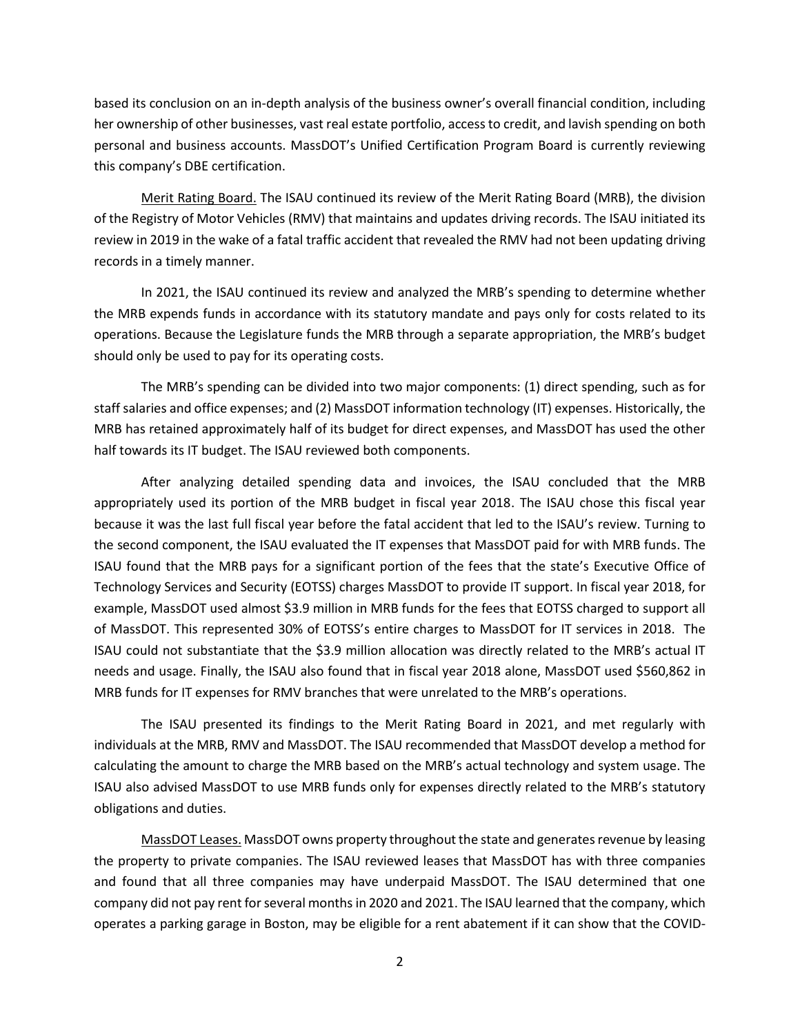based its conclusion on an in-depth analysis of the business owner's overall financial condition, including her ownership of other businesses, vast real estate portfolio, access to credit, and lavish spending on both personal and business accounts. MassDOT's Unified Certification Program Board is currently reviewing this company's DBE certification.

Merit Rating Board. The ISAU continued its review of the Merit Rating Board (MRB), the division of the Registry of Motor Vehicles (RMV) that maintains and updates driving records. The ISAU initiated its review in 2019 in the wake of a fatal traffic accident that revealed the RMV had not been updating driving records in a timely manner.

In 2021, the ISAU continued its review and analyzed the MRB's spending to determine whether the MRB expends funds in accordance with its statutory mandate and pays only for costs related to its operations. Because the Legislature funds the MRB through a separate appropriation, the MRB's budget should only be used to pay for its operating costs.

The MRB's spending can be divided into two major components: (1) direct spending, such as for staff salaries and office expenses; and (2) MassDOT information technology (IT) expenses. Historically, the MRB has retained approximately half of its budget for direct expenses, and MassDOT has used the other half towards its IT budget. The ISAU reviewed both components.

After analyzing detailed spending data and invoices, the ISAU concluded that the MRB appropriately used its portion of the MRB budget in fiscal year 2018. The ISAU chose this fiscal year because it was the last full fiscal year before the fatal accident that led to the ISAU's review. Turning to the second component, the ISAU evaluated the IT expenses that MassDOT paid for with MRB funds. The ISAU found that the MRB pays for a significant portion of the fees that the state's Executive Office of Technology Services and Security (EOTSS) charges MassDOT to provide IT support. In fiscal year 2018, for example, MassDOT used almost \$3.9 million in MRB funds for the fees that EOTSS charged to support all of MassDOT. This represented 30% of EOTSS's entire charges to MassDOT for IT services in 2018. The ISAU could not substantiate that the \$3.9 million allocation was directly related to the MRB's actual IT needs and usage. Finally, the ISAU also found that in fiscal year 2018 alone, MassDOT used \$560,862 in MRB funds for IT expenses for RMV branches that were unrelated to the MRB's operations.

The ISAU presented its findings to the Merit Rating Board in 2021, and met regularly with individuals at the MRB, RMV and MassDOT. The ISAU recommended that MassDOT develop a method for calculating the amount to charge the MRB based on the MRB's actual technology and system usage. The ISAU also advised MassDOT to use MRB funds only for expenses directly related to the MRB's statutory obligations and duties.

MassDOT Leases. MassDOT owns property throughout the state and generates revenue by leasing the property to private companies. The ISAU reviewed leases that MassDOT has with three companies and found that all three companies may have underpaid MassDOT. The ISAU determined that one company did not pay rent for several months in 2020 and 2021. The ISAU learned that the company, which operates a parking garage in Boston, may be eligible for a rent abatement if it can show that the COVID-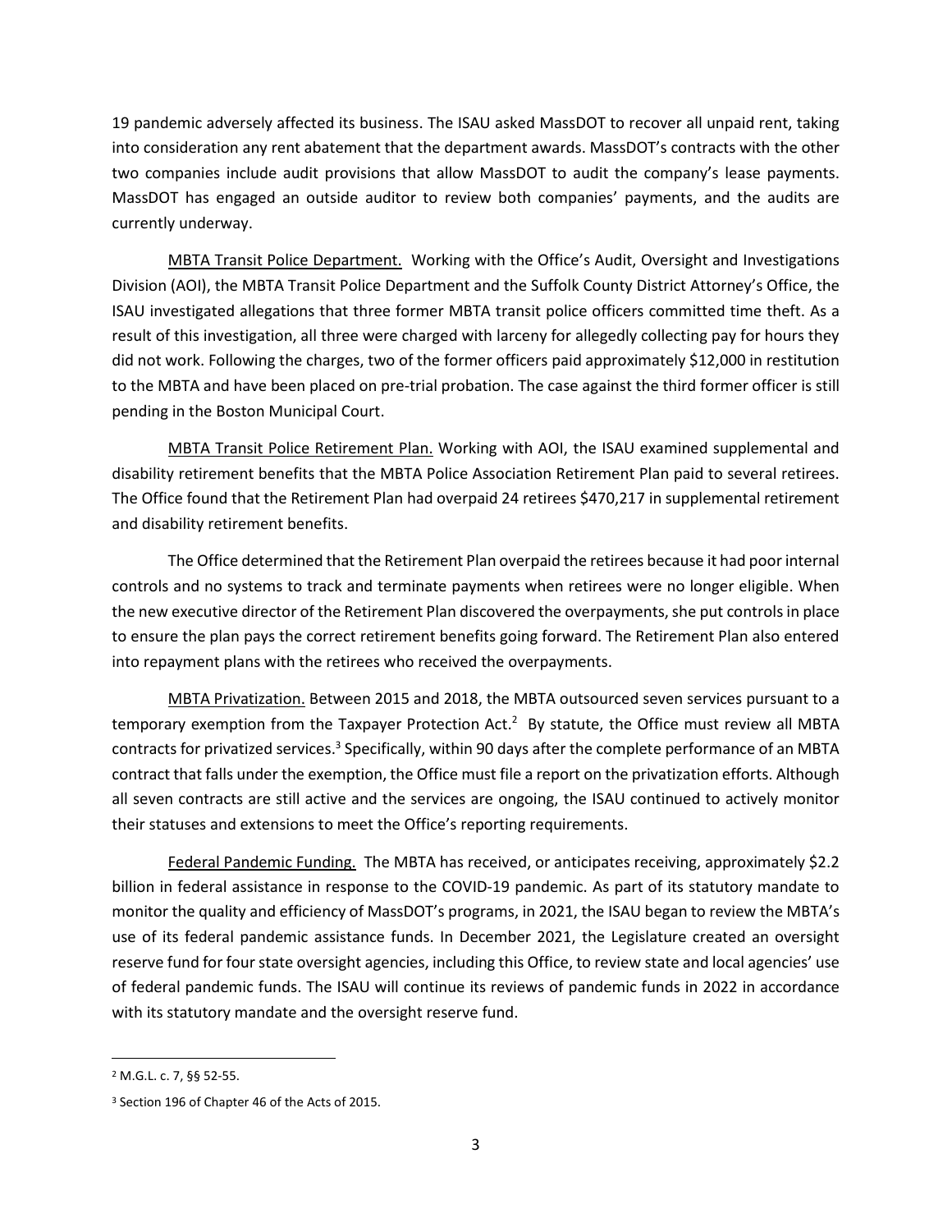19 pandemic adversely affected its business. The ISAU asked MassDOT to recover all unpaid rent, taking into consideration any rent abatement that the department awards. MassDOT's contracts with the other two companies include audit provisions that allow MassDOT to audit the company's lease payments. MassDOT has engaged an outside auditor to review both companies' payments, and the audits are currently underway.

MBTA Transit Police Department. Working with the Office's Audit, Oversight and Investigations Division (AOI), the MBTA Transit Police Department and the Suffolk County District Attorney's Office, the ISAU investigated allegations that three former MBTA transit police officers committed time theft. As a result of this investigation, all three were charged with larceny for allegedly collecting pay for hours they did not work. Following the charges, two of the former officers paid approximately $12,000 in restitution to the MBTA and have been placed on pre-trial probation. The case against the third former officer is still pending in the Boston Municipal Court.

MBTA Transit Police Retirement Plan. Working with AOI, the ISAU examined supplemental and disability retirement benefits that the MBTA Police Association Retirement Plan paid to several retirees. The Office found that the Retirement Plan had overpaid 24 retirees $470,217 in supplemental retirement and disability retirement benefits.

The Office determined that the Retirement Plan overpaid the retirees because it had poor internal controls and no systems to track and terminate payments when retirees were no longer eligible. When the new executive director of the Retirement Plan discovered the overpayments, she put controls in place to ensure the plan pays the correct retirement benefits going forward. The Retirement Plan also entered into repayment plans with the retirees who received the overpayments.

MBTA Privatization. Between 2015 and 2018, the MBTA outsourced seven services pursuant to a temporary exemption from the Taxpayer Protection Act.[2] By statute, the Office must review all MBTA contracts for privatized services.[3] Specifically, within 90 days after the complete performance of an MBTA contract that falls under the exemption, the Office must file a report on the privatization efforts. Although all seven contracts are still active and the services are ongoing, the ISAU continued to actively monitor their statuses and extensions to meet the Office's reporting requirements.

Federal Pandemic Funding. The MBTA has received, or anticipates receiving, approximately $2.2 billion in federal assistance in response to the COVID-19 pandemic. As part of its statutory mandate to monitor the quality and efficiency of MassDOT's programs, in 2021, the ISAU began to review the MBTA's use of its federal pandemic assistance funds. In December 2021, the Legislature created an oversight reserve fund for four state oversight agencies, including this Office, to review state and local agencies' use of federal pandemic funds. The ISAU will continue its reviews of pandemic funds in 2022 in accordance with its statutory mandate and the oversight reserve fund.

---

[2] M.G.L. c. 7, §§ 52-55.

[3] Section 196 of Chapter 46 of the Acts of 2015.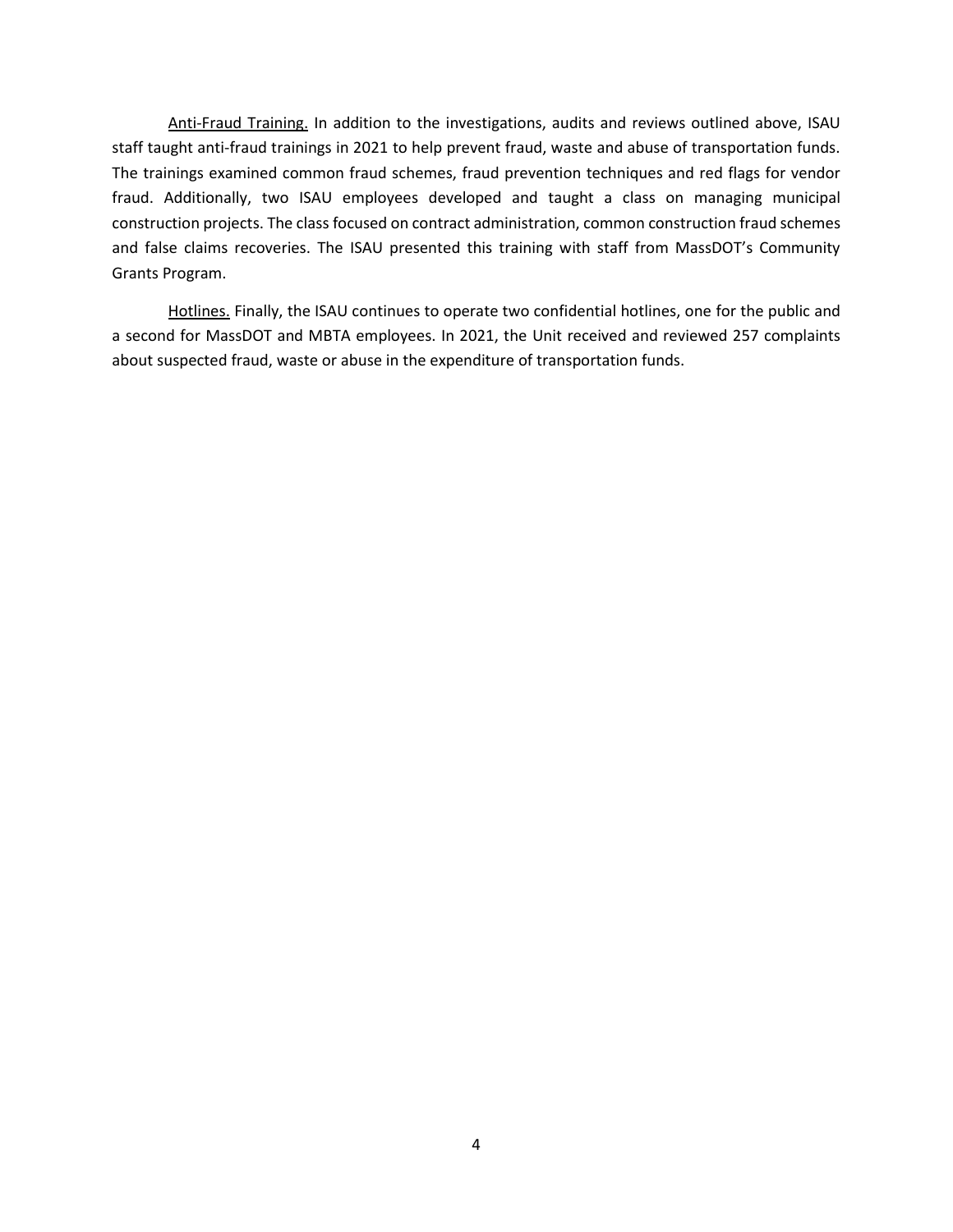<u>Anti-Fraud Training.</u> In addition to the investigations, audits and reviews outlined above, ISAU staff taught anti-fraud trainings in 2021 to help prevent fraud, waste and abuse of transportation funds. The trainings examined common fraud schemes, fraud prevention techniques and red flags for vendor fraud. Additionally, two ISAU employees developed and taught a class on managing municipal construction projects. The class focused on contract administration, common construction fraud schemes and false claims recoveries. The ISAU presented this training with staff from MassDOT's Community Grants Program.

<u>Hotlines.</u> Finally, the ISAU continues to operate two confidential hotlines, one for the public and a second for MassDOT and MBTA employees. In 2021, the Unit received and reviewed 257 complaints about suspected fraud, waste or abuse in the expenditure of transportation funds.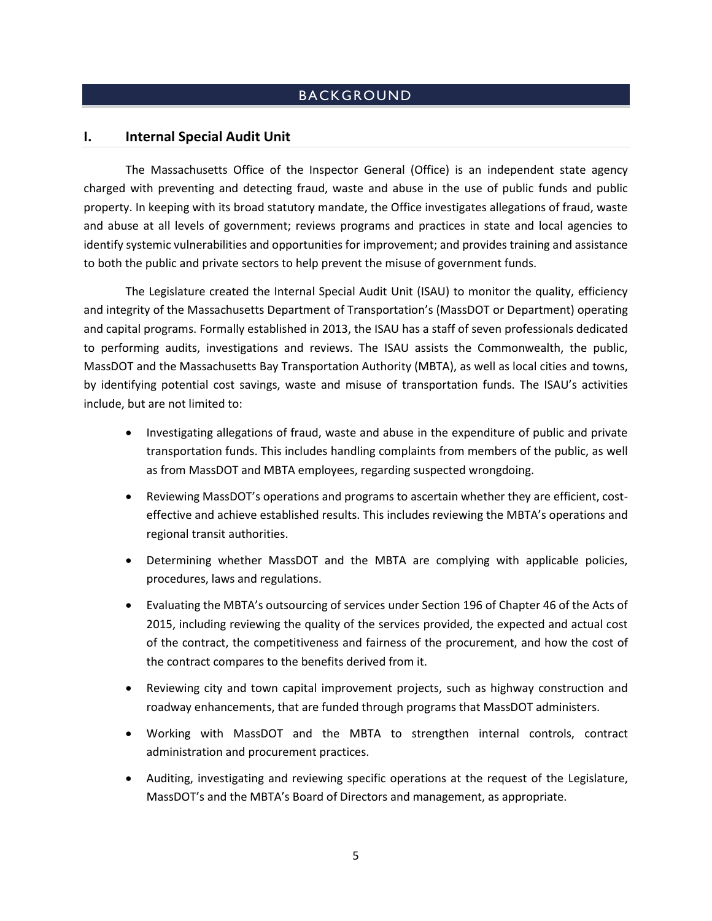# BACKGROUND

## I. Internal Special Audit Unit

The Massachusetts Office of the Inspector General (Office) is an independent state agency charged with preventing and detecting fraud, waste and abuse in the use of public funds and public property. In keeping with its broad statutory mandate, the Office investigates allegations of fraud, waste and abuse at all levels of government; reviews programs and practices in state and local agencies to identify systemic vulnerabilities and opportunities for improvement; and provides training and assistance to both the public and private sectors to help prevent the misuse of government funds.

The Legislature created the Internal Special Audit Unit (ISAU) to monitor the quality, efficiency and integrity of the Massachusetts Department of Transportation's (MassDOT or Department) operating and capital programs. Formally established in 2013, the ISAU has a staff of seven professionals dedicated to performing audits, investigations and reviews. The ISAU assists the Commonwealth, the public, MassDOT and the Massachusetts Bay Transportation Authority (MBTA), as well as local cities and towns, by identifying potential cost savings, waste and misuse of transportation funds. The ISAU's activities include, but are not limited to:

- Investigating allegations of fraud, waste and abuse in the expenditure of public and private transportation funds. This includes handling complaints from members of the public, as well as from MassDOT and MBTA employees, regarding suspected wrongdoing.
- Reviewing MassDOT's operations and programs to ascertain whether they are efficient, cost-effective and achieve established results. This includes reviewing the MBTA's operations and regional transit authorities.
- Determining whether MassDOT and the MBTA are complying with applicable policies, procedures, laws and regulations.
- Evaluating the MBTA's outsourcing of services under Section 196 of Chapter 46 of the Acts of 2015, including reviewing the quality of the services provided, the expected and actual cost of the contract, the competitiveness and fairness of the procurement, and how the cost of the contract compares to the benefits derived from it.
- Reviewing city and town capital improvement projects, such as highway construction and roadway enhancements, that are funded through programs that MassDOT administers.
- Working with MassDOT and the MBTA to strengthen internal controls, contract administration and procurement practices.
- Auditing, investigating and reviewing specific operations at the request of the Legislature, MassDOT's and the MBTA's Board of Directors and management, as appropriate.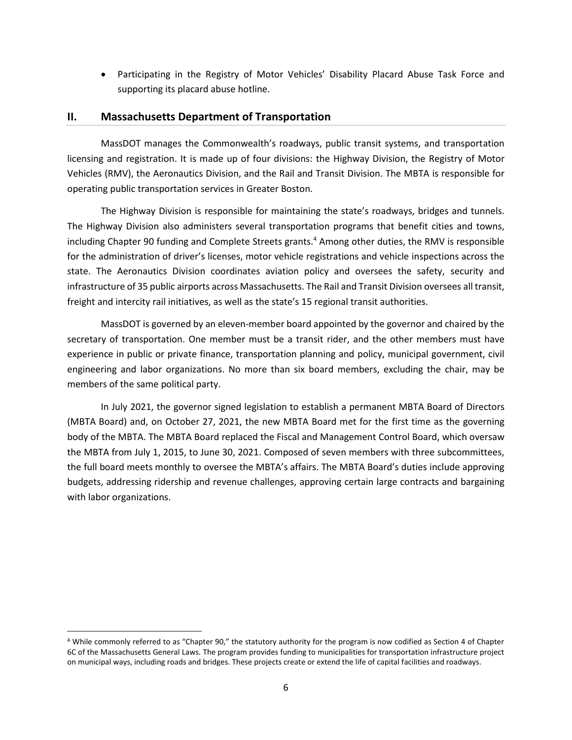- Participating in the Registry of Motor Vehicles' Disability Placard Abuse Task Force and supporting its placard abuse hotline.

## II. Massachusetts Department of Transportation

MassDOT manages the Commonwealth's roadways, public transit systems, and transportation licensing and registration. It is made up of four divisions: the Highway Division, the Registry of Motor Vehicles (RMV), the Aeronautics Division, and the Rail and Transit Division. The MBTA is responsible for operating public transportation services in Greater Boston.

The Highway Division is responsible for maintaining the state's roadways, bridges and tunnels. The Highway Division also administers several transportation programs that benefit cities and towns, including Chapter 90 funding and Complete Streets grants.[4] Among other duties, the RMV is responsible for the administration of driver's licenses, motor vehicle registrations and vehicle inspections across the state. The Aeronautics Division coordinates aviation policy and oversees the safety, security and infrastructure of 35 public airports across Massachusetts. The Rail and Transit Division oversees all transit, freight and intercity rail initiatives, as well as the state's 15 regional transit authorities.

MassDOT is governed by an eleven-member board appointed by the governor and chaired by the secretary of transportation. One member must be a transit rider, and the other members must have experience in public or private finance, transportation planning and policy, municipal government, civil engineering and labor organizations. No more than six board members, excluding the chair, may be members of the same political party.

In July 2021, the governor signed legislation to establish a permanent MBTA Board of Directors (MBTA Board) and, on October 27, 2021, the new MBTA Board met for the first time as the governing body of the MBTA. The MBTA Board replaced the Fiscal and Management Control Board, which oversaw the MBTA from July 1, 2015, to June 30, 2021. Composed of seven members with three subcommittees, the full board meets monthly to oversee the MBTA's affairs. The MBTA Board's duties include approving budgets, addressing ridership and revenue challenges, approving certain large contracts and bargaining with labor organizations.

[4] While commonly referred to as "Chapter 90," the statutory authority for the program is now codified as Section 4 of Chapter 6C of the Massachusetts General Laws. The program provides funding to municipalities for transportation infrastructure project on municipal ways, including roads and bridges. These projects create or extend the life of capital facilities and roadways.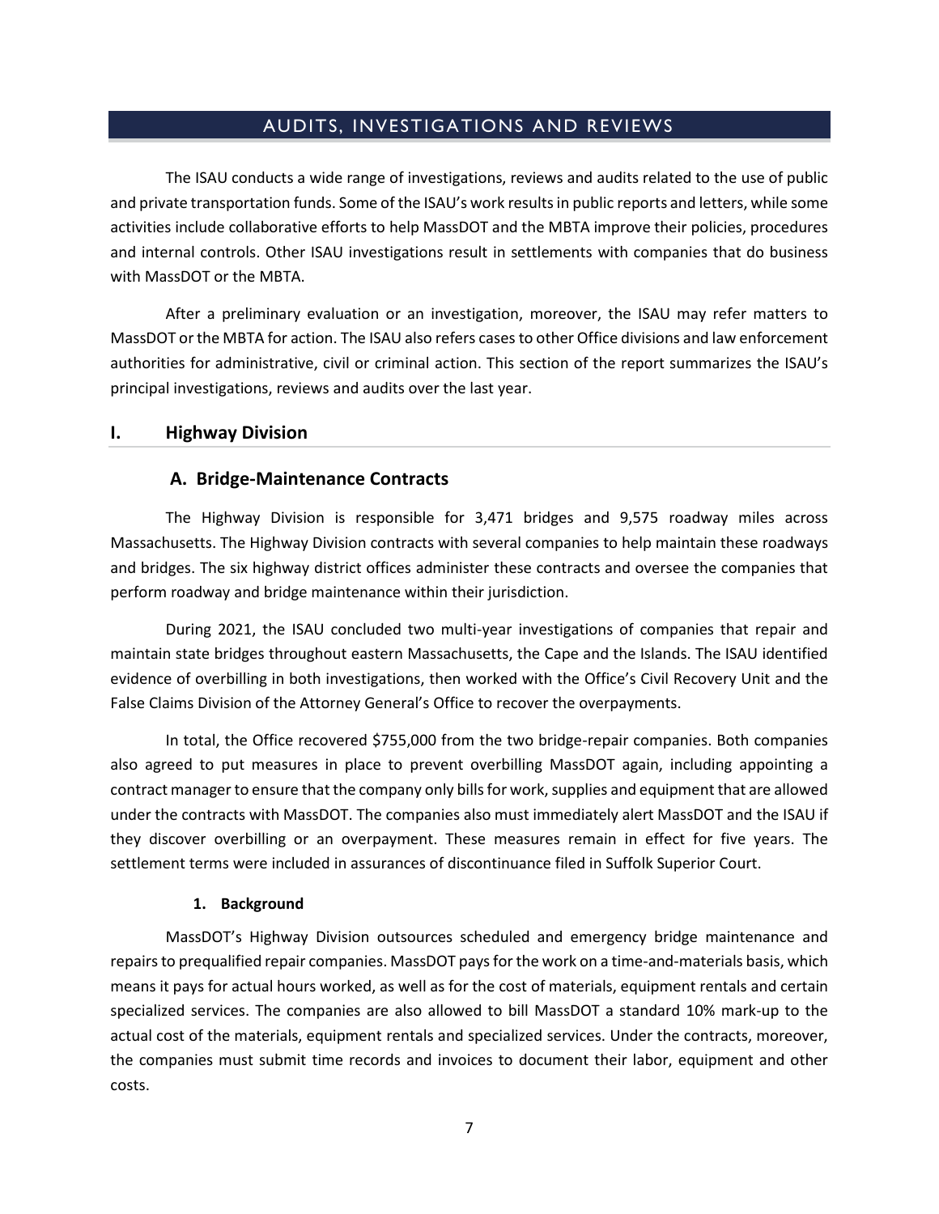# AUDITS, INVESTIGATIONS AND REVIEWS

The ISAU conducts a wide range of investigations, reviews and audits related to the use of public and private transportation funds. Some of the ISAU's work results in public reports and letters, while some activities include collaborative efforts to help MassDOT and the MBTA improve their policies, procedures and internal controls. Other ISAU investigations result in settlements with companies that do business with MassDOT or the MBTA.

After a preliminary evaluation or an investigation, moreover, the ISAU may refer matters to MassDOT or the MBTA for action. The ISAU also refers cases to other Office divisions and law enforcement authorities for administrative, civil or criminal action. This section of the report summarizes the ISAU's principal investigations, reviews and audits over the last year.

## I. Highway Division

### A. Bridge-Maintenance Contracts

The Highway Division is responsible for 3,471 bridges and 9,575 roadway miles across Massachusetts. The Highway Division contracts with several companies to help maintain these roadways and bridges. The six highway district offices administer these contracts and oversee the companies that perform roadway and bridge maintenance within their jurisdiction.

During 2021, the ISAU concluded two multi-year investigations of companies that repair and maintain state bridges throughout eastern Massachusetts, the Cape and the Islands. The ISAU identified evidence of overbilling in both investigations, then worked with the Office's Civil Recovery Unit and the False Claims Division of the Attorney General's Office to recover the overpayments.

In total, the Office recovered $755,000 from the two bridge-repair companies. Both companies also agreed to put measures in place to prevent overbilling MassDOT again, including appointing a contract manager to ensure that the company only bills for work, supplies and equipment that are allowed under the contracts with MassDOT. The companies also must immediately alert MassDOT and the ISAU if they discover overbilling or an overpayment. These measures remain in effect for five years. The settlement terms were included in assurances of discontinuance filed in Suffolk Superior Court.

#### 1. Background

MassDOT's Highway Division outsources scheduled and emergency bridge maintenance and repairs to prequalified repair companies. MassDOT pays for the work on a time-and-materials basis, which means it pays for actual hours worked, as well as for the cost of materials, equipment rentals and certain specialized services. The companies are also allowed to bill MassDOT a standard 10% mark-up to the actual cost of the materials, equipment rentals and specialized services. Under the contracts, moreover, the companies must submit time records and invoices to document their labor, equipment and other costs.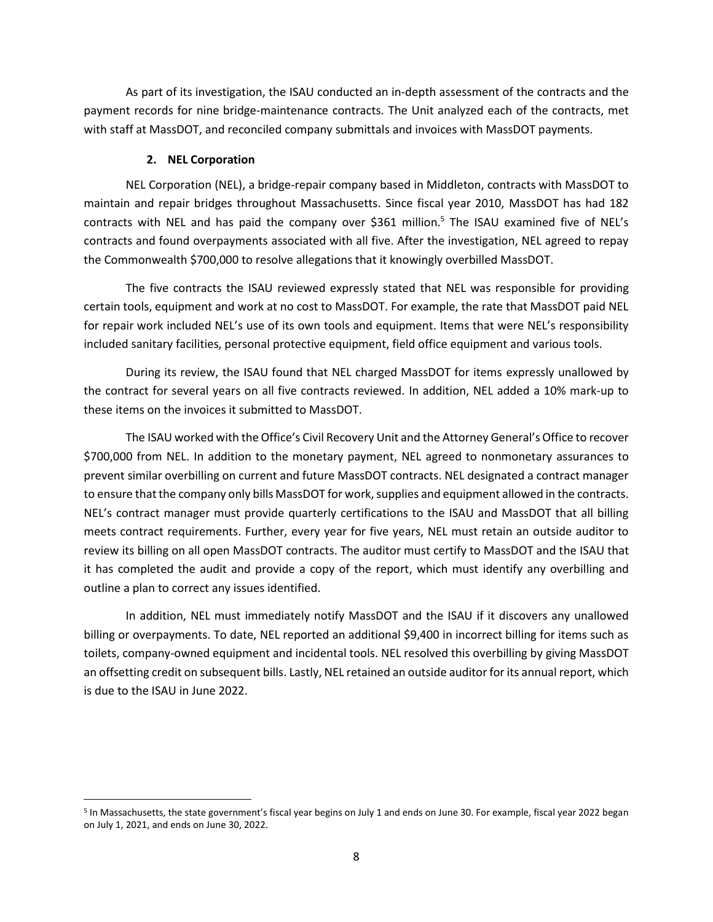As part of its investigation, the ISAU conducted an in-depth assessment of the contracts and the payment records for nine bridge-maintenance contracts. The Unit analyzed each of the contracts, met with staff at MassDOT, and reconciled company submittals and invoices with MassDOT payments.

### 2. NEL Corporation

NEL Corporation (NEL), a bridge-repair company based in Middleton, contracts with MassDOT to maintain and repair bridges throughout Massachusetts. Since fiscal year 2010, MassDOT has had 182 contracts with NEL and has paid the company over $361 million.[5] The ISAU examined five of NEL's contracts and found overpayments associated with all five. After the investigation, NEL agreed to repay the Commonwealth $700,000 to resolve allegations that it knowingly overbilled MassDOT.

The five contracts the ISAU reviewed expressly stated that NEL was responsible for providing certain tools, equipment and work at no cost to MassDOT. For example, the rate that MassDOT paid NEL for repair work included NEL's use of its own tools and equipment. Items that were NEL's responsibility included sanitary facilities, personal protective equipment, field office equipment and various tools.

During its review, the ISAU found that NEL charged MassDOT for items expressly unallowed by the contract for several years on all five contracts reviewed. In addition, NEL added a 10% mark-up to these items on the invoices it submitted to MassDOT.

The ISAU worked with the Office's Civil Recovery Unit and the Attorney General's Office to recover $700,000 from NEL. In addition to the monetary payment, NEL agreed to nonmonetary assurances to prevent similar overbilling on current and future MassDOT contracts. NEL designated a contract manager to ensure that the company only bills MassDOT for work, supplies and equipment allowed in the contracts. NEL's contract manager must provide quarterly certifications to the ISAU and MassDOT that all billing meets contract requirements. Further, every year for five years, NEL must retain an outside auditor to review its billing on all open MassDOT contracts. The auditor must certify to MassDOT and the ISAU that it has completed the audit and provide a copy of the report, which must identify any overbilling and outline a plan to correct any issues identified.

In addition, NEL must immediately notify MassDOT and the ISAU if it discovers any unallowed billing or overpayments. To date, NEL reported an additional $9,400 in incorrect billing for items such as toilets, company-owned equipment and incidental tools. NEL resolved this overbilling by giving MassDOT an offsetting credit on subsequent bills. Lastly, NEL retained an outside auditor for its annual report, which is due to the ISAU in June 2022.

---

[5] In Massachusetts, the state government's fiscal year begins on July 1 and ends on June 30. For example, fiscal year 2022 began on July 1, 2021, and ends on June 30, 2022.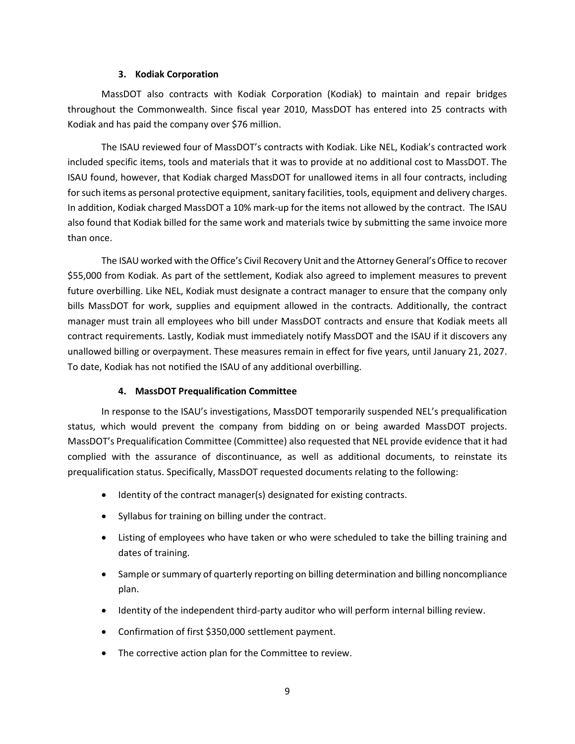### 3. Kodiak Corporation

MassDOT also contracts with Kodiak Corporation (Kodiak) to maintain and repair bridges throughout the Commonwealth. Since fiscal year 2010, MassDOT has entered into 25 contracts with Kodiak and has paid the company over $76 million.

The ISAU reviewed four of MassDOT's contracts with Kodiak. Like NEL, Kodiak's contracted work included specific items, tools and materials that it was to provide at no additional cost to MassDOT. The ISAU found, however, that Kodiak charged MassDOT for unallowed items in all four contracts, including for such items as personal protective equipment, sanitary facilities, tools, equipment and delivery charges. In addition, Kodiak charged MassDOT a 10% mark-up for the items not allowed by the contract. The ISAU also found that Kodiak billed for the same work and materials twice by submitting the same invoice more than once.

The ISAU worked with the Office's Civil Recovery Unit and the Attorney General's Office to recover $55,000 from Kodiak. As part of the settlement, Kodiak also agreed to implement measures to prevent future overbilling. Like NEL, Kodiak must designate a contract manager to ensure that the company only bills MassDOT for work, supplies and equipment allowed in the contracts. Additionally, the contract manager must train all employees who bill under MassDOT contracts and ensure that Kodiak meets all contract requirements. Lastly, Kodiak must immediately notify MassDOT and the ISAU if it discovers any unallowed billing or overpayment. These measures remain in effect for five years, until January 21, 2027. To date, Kodiak has not notified the ISAU of any additional overbilling.

### 4. MassDOT Prequalification Committee

In response to the ISAU's investigations, MassDOT temporarily suspended NEL's prequalification status, which would prevent the company from bidding on or being awarded MassDOT projects. MassDOT's Prequalification Committee (Committee) also requested that NEL provide evidence that it had complied with the assurance of discontinuance, as well as additional documents, to reinstate its prequalification status. Specifically, MassDOT requested documents relating to the following:

- Identity of the contract manager(s) designated for existing contracts.
- Syllabus for training on billing under the contract.
- Listing of employees who have taken or who were scheduled to take the billing training and dates of training.
- Sample or summary of quarterly reporting on billing determination and billing noncompliance plan.
- Identity of the independent third-party auditor who will perform internal billing review.
- Confirmation of first $350,000 settlement payment.
- The corrective action plan for the Committee to review.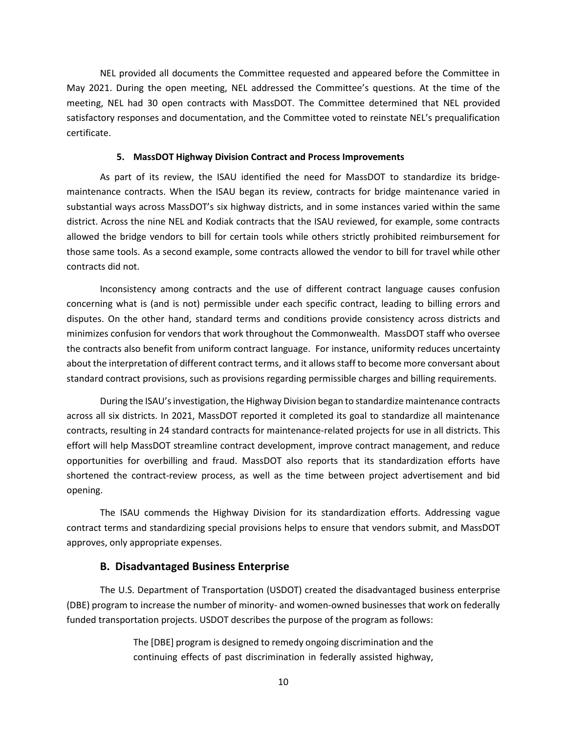NEL provided all documents the Committee requested and appeared before the Committee in May 2021. During the open meeting, NEL addressed the Committee's questions. At the time of the meeting, NEL had 30 open contracts with MassDOT. The Committee determined that NEL provided satisfactory responses and documentation, and the Committee voted to reinstate NEL's prequalification certificate.

#### 5. MassDOT Highway Division Contract and Process Improvements

As part of its review, the ISAU identified the need for MassDOT to standardize its bridge-maintenance contracts. When the ISAU began its review, contracts for bridge maintenance varied in substantial ways across MassDOT's six highway districts, and in some instances varied within the same district. Across the nine NEL and Kodiak contracts that the ISAU reviewed, for example, some contracts allowed the bridge vendors to bill for certain tools while others strictly prohibited reimbursement for those same tools. As a second example, some contracts allowed the vendor to bill for travel while other contracts did not.

Inconsistency among contracts and the use of different contract language causes confusion concerning what is (and is not) permissible under each specific contract, leading to billing errors and disputes. On the other hand, standard terms and conditions provide consistency across districts and minimizes confusion for vendors that work throughout the Commonwealth. MassDOT staff who oversee the contracts also benefit from uniform contract language. For instance, uniformity reduces uncertainty about the interpretation of different contract terms, and it allows staff to become more conversant about standard contract provisions, such as provisions regarding permissible charges and billing requirements.

During the ISAU's investigation, the Highway Division began to standardize maintenance contracts across all six districts. In 2021, MassDOT reported it completed its goal to standardize all maintenance contracts, resulting in 24 standard contracts for maintenance-related projects for use in all districts. This effort will help MassDOT streamline contract development, improve contract management, and reduce opportunities for overbilling and fraud. MassDOT also reports that its standardization efforts have shortened the contract-review process, as well as the time between project advertisement and bid opening.

The ISAU commends the Highway Division for its standardization efforts. Addressing vague contract terms and standardizing special provisions helps to ensure that vendors submit, and MassDOT approves, only appropriate expenses.

### B. Disadvantaged Business Enterprise

The U.S. Department of Transportation (USDOT) created the disadvantaged business enterprise (DBE) program to increase the number of minority- and women-owned businesses that work on federally funded transportation projects. USDOT describes the purpose of the program as follows:

> The [DBE] program is designed to remedy ongoing discrimination and the continuing effects of past discrimination in federally assisted highway,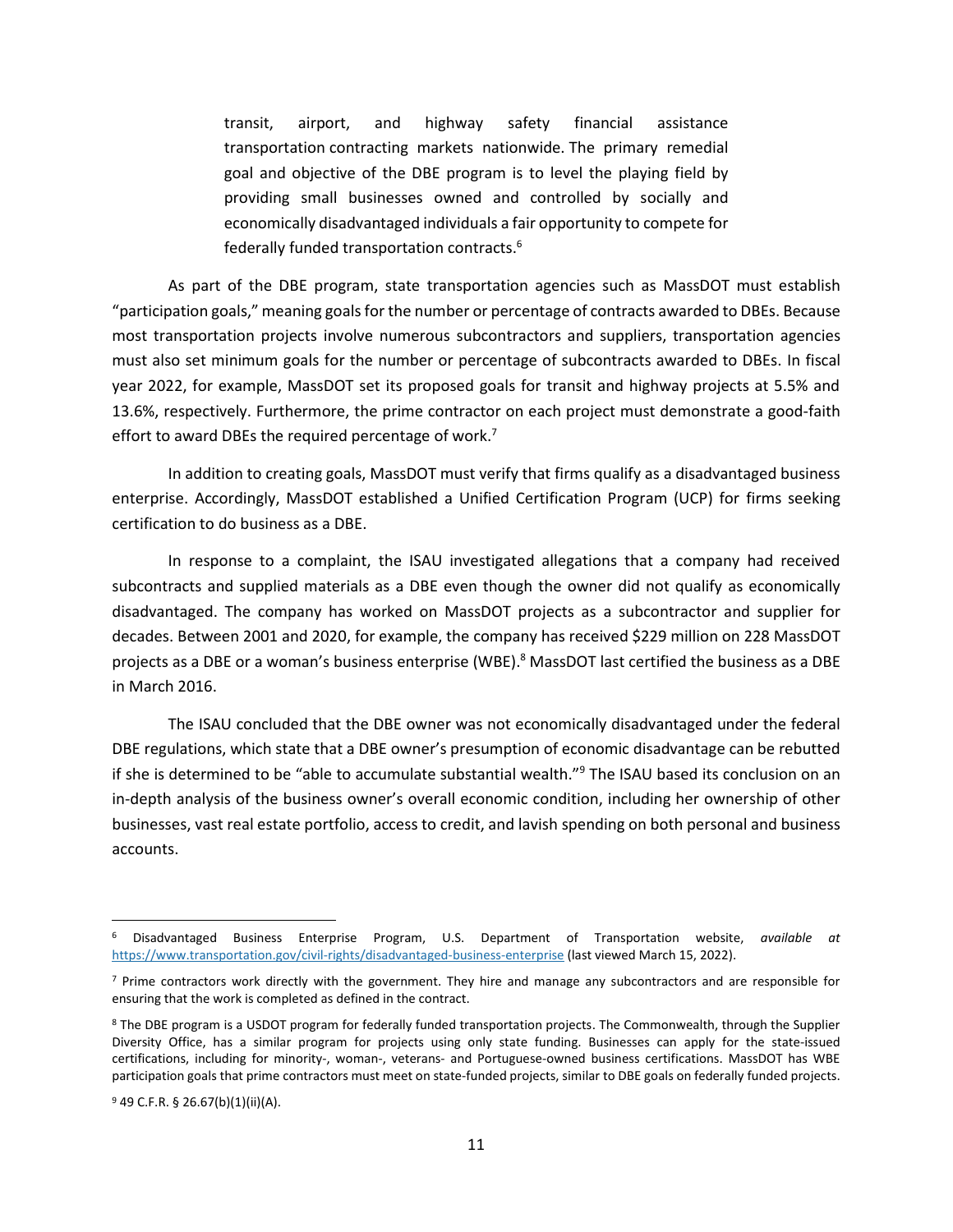> transit, airport, and highway safety financial assistance transportation contracting markets nationwide. The primary remedial goal and objective of the DBE program is to level the playing field by providing small businesses owned and controlled by socially and economically disadvantaged individuals a fair opportunity to compete for federally funded transportation contracts.[6]

As part of the DBE program, state transportation agencies such as MassDOT must establish "participation goals," meaning goals for the number or percentage of contracts awarded to DBEs. Because most transportation projects involve numerous subcontractors and suppliers, transportation agencies must also set minimum goals for the number or percentage of subcontracts awarded to DBEs. In fiscal year 2022, for example, MassDOT set its proposed goals for transit and highway projects at 5.5% and 13.6%, respectively. Furthermore, the prime contractor on each project must demonstrate a good-faith effort to award DBEs the required percentage of work.[7]

In addition to creating goals, MassDOT must verify that firms qualify as a disadvantaged business enterprise. Accordingly, MassDOT established a Unified Certification Program (UCP) for firms seeking certification to do business as a DBE.

In response to a complaint, the ISAU investigated allegations that a company had received subcontracts and supplied materials as a DBE even though the owner did not qualify as economically disadvantaged. The company has worked on MassDOT projects as a subcontractor and supplier for decades. Between 2001 and 2020, for example, the company has received $229 million on 228 MassDOT projects as a DBE or a woman's business enterprise (WBE).[8] MassDOT last certified the business as a DBE in March 2016.

The ISAU concluded that the DBE owner was not economically disadvantaged under the federal DBE regulations, which state that a DBE owner's presumption of economic disadvantage can be rebutted if she is determined to be "able to accumulate substantial wealth."[9] The ISAU based its conclusion on an in-depth analysis of the business owner's overall economic condition, including her ownership of other businesses, vast real estate portfolio, access to credit, and lavish spending on both personal and business accounts.

---

[6] Disadvantaged Business Enterprise Program, U.S. Department of Transportation website, *available at* https://www.transportation.gov/civil-rights/disadvantaged-business-enterprise (last viewed March 15, 2022).

[7] Prime contractors work directly with the government. They hire and manage any subcontractors and are responsible for ensuring that the work is completed as defined in the contract.

[8] The DBE program is a USDOT program for federally funded transportation projects. The Commonwealth, through the Supplier Diversity Office, has a similar program for projects using only state funding. Businesses can apply for the state-issued certifications, including for minority-, woman-, veterans- and Portuguese-owned business certifications. MassDOT has WBE participation goals that prime contractors must meet on state-funded projects, similar to DBE goals on federally funded projects.

[9] 49 C.F.R. § 26.67(b)(1)(ii)(A).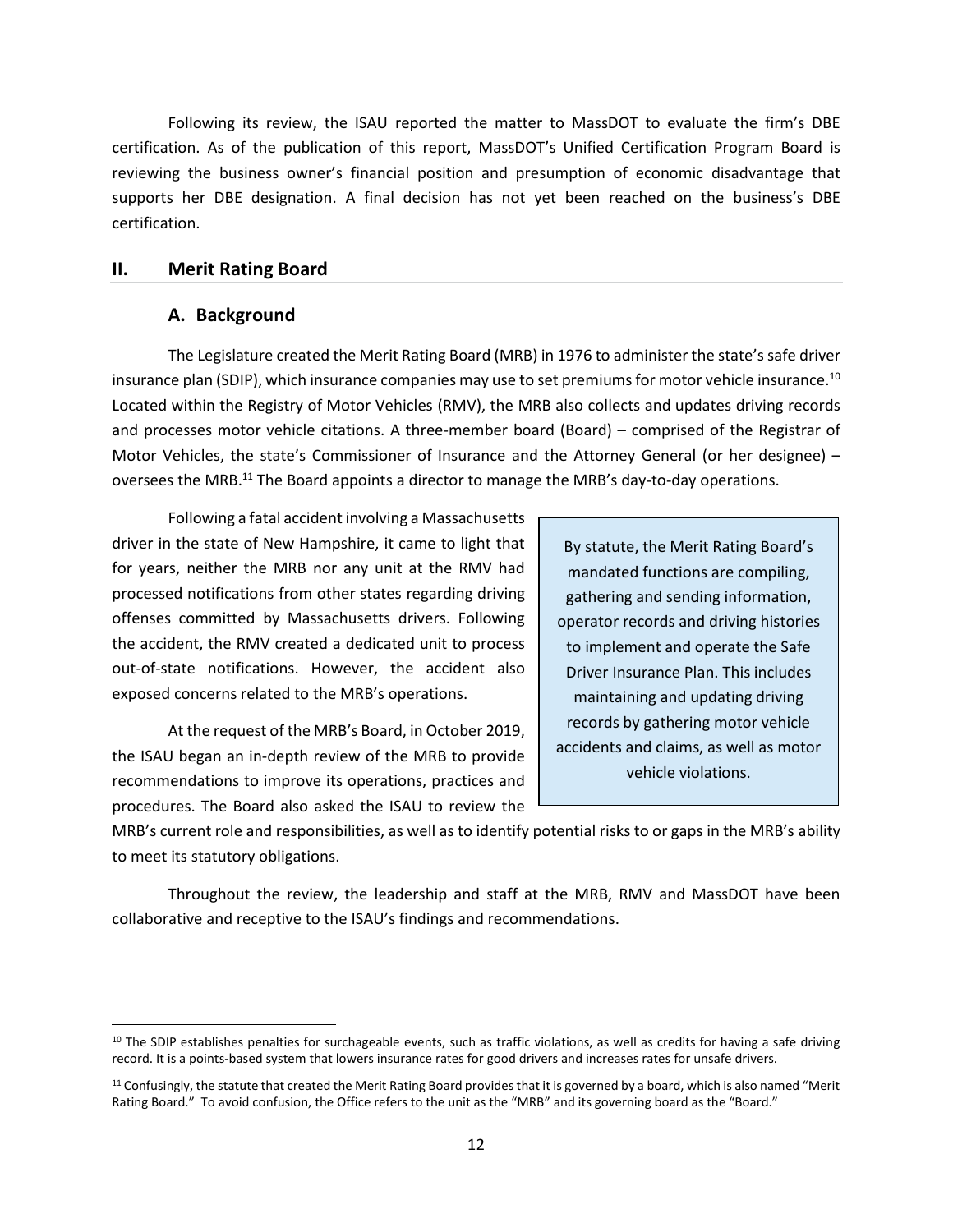Following its review, the ISAU reported the matter to MassDOT to evaluate the firm's DBE certification. As of the publication of this report, MassDOT's Unified Certification Program Board is reviewing the business owner's financial position and presumption of economic disadvantage that supports her DBE designation. A final decision has not yet been reached on the business's DBE certification.

## II. Merit Rating Board

### A. Background

The Legislature created the Merit Rating Board (MRB) in 1976 to administer the state's safe driver insurance plan (SDIP), which insurance companies may use to set premiums for motor vehicle insurance.[10] Located within the Registry of Motor Vehicles (RMV), the MRB also collects and updates driving records and processes motor vehicle citations. A three-member board (Board) – comprised of the Registrar of Motor Vehicles, the state's Commissioner of Insurance and the Attorney General (or her designee) – oversees the MRB.[11] The Board appoints a director to manage the MRB's day-to-day operations.

Following a fatal accident involving a Massachusetts driver in the state of New Hampshire, it came to light that for years, neither the MRB nor any unit at the RMV had processed notifications from other states regarding driving offenses committed by Massachusetts drivers. Following the accident, the RMV created a dedicated unit to process out-of-state notifications. However, the accident also exposed concerns related to the MRB's operations.

> By statute, the Merit Rating Board's mandated functions are compiling, gathering and sending information, operator records and driving histories to implement and operate the Safe Driver Insurance Plan. This includes maintaining and updating driving records by gathering motor vehicle accidents and claims, as well as motor vehicle violations.

At the request of the MRB's Board, in October 2019, the ISAU began an in-depth review of the MRB to provide recommendations to improve its operations, practices and procedures. The Board also asked the ISAU to review the MRB's current role and responsibilities, as well as to identify potential risks to or gaps in the MRB's ability to meet its statutory obligations.

Throughout the review, the leadership and staff at the MRB, RMV and MassDOT have been collaborative and receptive to the ISAU's findings and recommendations.

---

[10] The SDIP establishes penalties for surchargeable events, such as traffic violations, as well as credits for having a safe driving record. It is a points-based system that lowers insurance rates for good drivers and increases rates for unsafe drivers.

[11] Confusingly, the statute that created the Merit Rating Board provides that it is governed by a board, which is also named "Merit Rating Board." To avoid confusion, the Office refers to the unit as the "MRB" and its governing board as the "Board."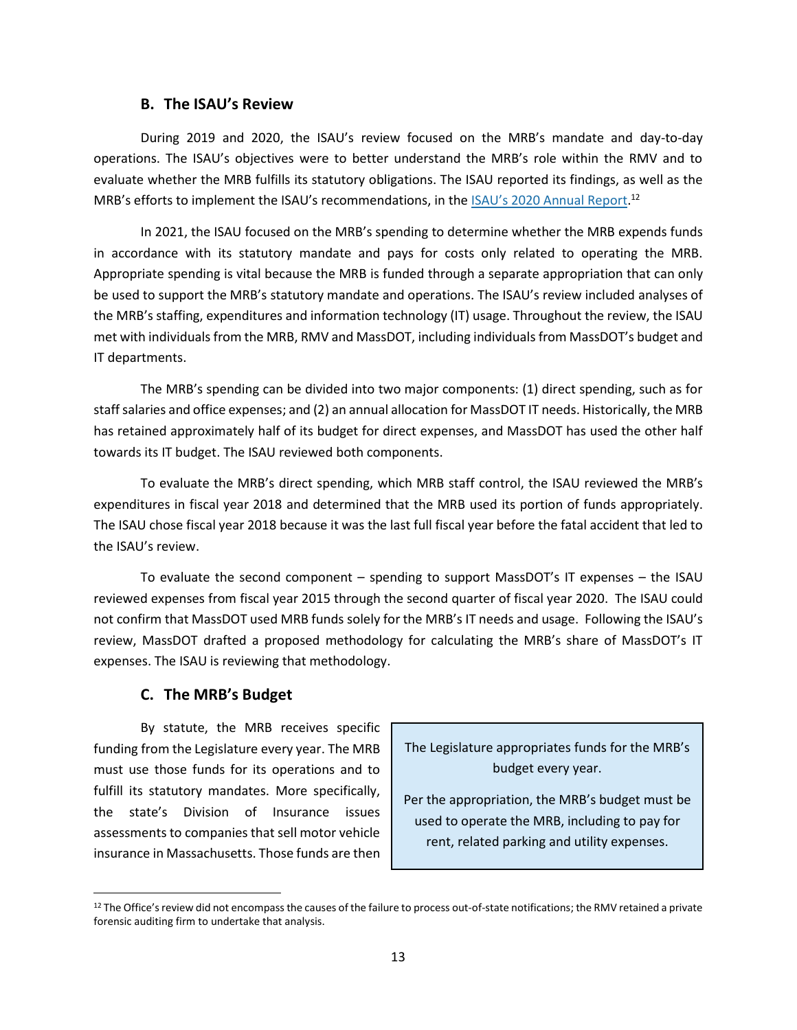### B. The ISAU's Review

During 2019 and 2020, the ISAU's review focused on the MRB's mandate and day-to-day operations. The ISAU's objectives were to better understand the MRB's role within the RMV and to evaluate whether the MRB fulfills its statutory obligations. The ISAU reported its findings, as well as the MRB's efforts to implement the ISAU's recommendations, in the ISAU's 2020 Annual Report.[12]

In 2021, the ISAU focused on the MRB's spending to determine whether the MRB expends funds in accordance with its statutory mandate and pays for costs only related to operating the MRB. Appropriate spending is vital because the MRB is funded through a separate appropriation that can only be used to support the MRB's statutory mandate and operations. The ISAU's review included analyses of the MRB's staffing, expenditures and information technology (IT) usage. Throughout the review, the ISAU met with individuals from the MRB, RMV and MassDOT, including individuals from MassDOT's budget and IT departments.

The MRB's spending can be divided into two major components: (1) direct spending, such as for staff salaries and office expenses; and (2) an annual allocation for MassDOT IT needs. Historically, the MRB has retained approximately half of its budget for direct expenses, and MassDOT has used the other half towards its IT budget. The ISAU reviewed both components.

To evaluate the MRB's direct spending, which MRB staff control, the ISAU reviewed the MRB's expenditures in fiscal year 2018 and determined that the MRB used its portion of funds appropriately. The ISAU chose fiscal year 2018 because it was the last full fiscal year before the fatal accident that led to the ISAU's review.

To evaluate the second component – spending to support MassDOT's IT expenses – the ISAU reviewed expenses from fiscal year 2015 through the second quarter of fiscal year 2020. The ISAU could not confirm that MassDOT used MRB funds solely for the MRB's IT needs and usage. Following the ISAU's review, MassDOT drafted a proposed methodology for calculating the MRB's share of MassDOT's IT expenses. The ISAU is reviewing that methodology.

### C. The MRB's Budget

> The Legislature appropriates funds for the MRB's budget every year.
>
> Per the appropriation, the MRB's budget must be used to operate the MRB, including to pay for rent, related parking and utility expenses.

By statute, the MRB receives specific funding from the Legislature every year. The MRB must use those funds for its operations and to fulfill its statutory mandates. More specifically, the state's Division of Insurance issues assessments to companies that sell motor vehicle insurance in Massachusetts. Those funds are then

[12] The Office's review did not encompass the causes of the failure to process out-of-state notifications; the RMV retained a private forensic auditing firm to undertake that analysis.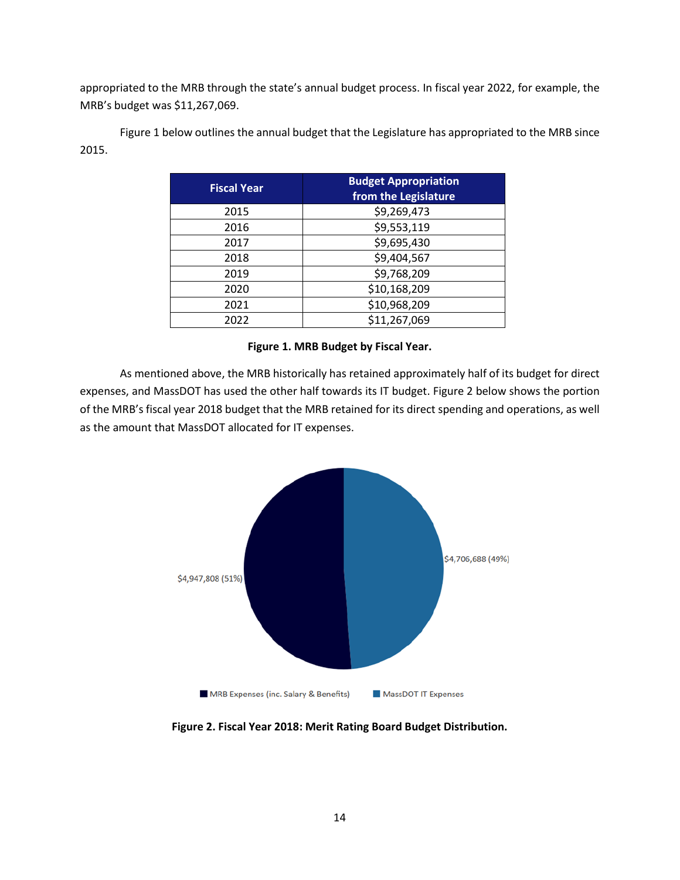appropriated to the MRB through the state's annual budget process. In fiscal year 2022, for example, the MRB's budget was $11,267,069.

Figure 1 below outlines the annual budget that the Legislature has appropriated to the MRB since 2015.

| Fiscal Year | Budget Appropriation from the Legislature |
|---|---|
| 2015 | $9,269,473 |
| 2016 | $9,553,119 |
| 2017 | $9,695,430 |
| 2018 | $9,404,567 |
| 2019 | $9,768,209 |
| 2020 | $10,168,209 |
| 2021 | $10,968,209 |
| 2022 | $11,267,069 |

**Figure 1. MRB Budget by Fiscal Year.**

As mentioned above, the MRB historically has retained approximately half of its budget for direct expenses, and MassDOT has used the other half towards its IT budget. Figure 2 below shows the portion of the MRB's fiscal year 2018 budget that the MRB retained for its direct spending and operations, as well as the amount that MassDOT allocated for IT expenses.

$4,947,808 (51%)

$4,706,688 (49%)

MRB Expenses (inc. Salary & Benefits) MassDOT IT Expenses

**Figure 2. Fiscal Year 2018: Merit Rating Board Budget Distribution.**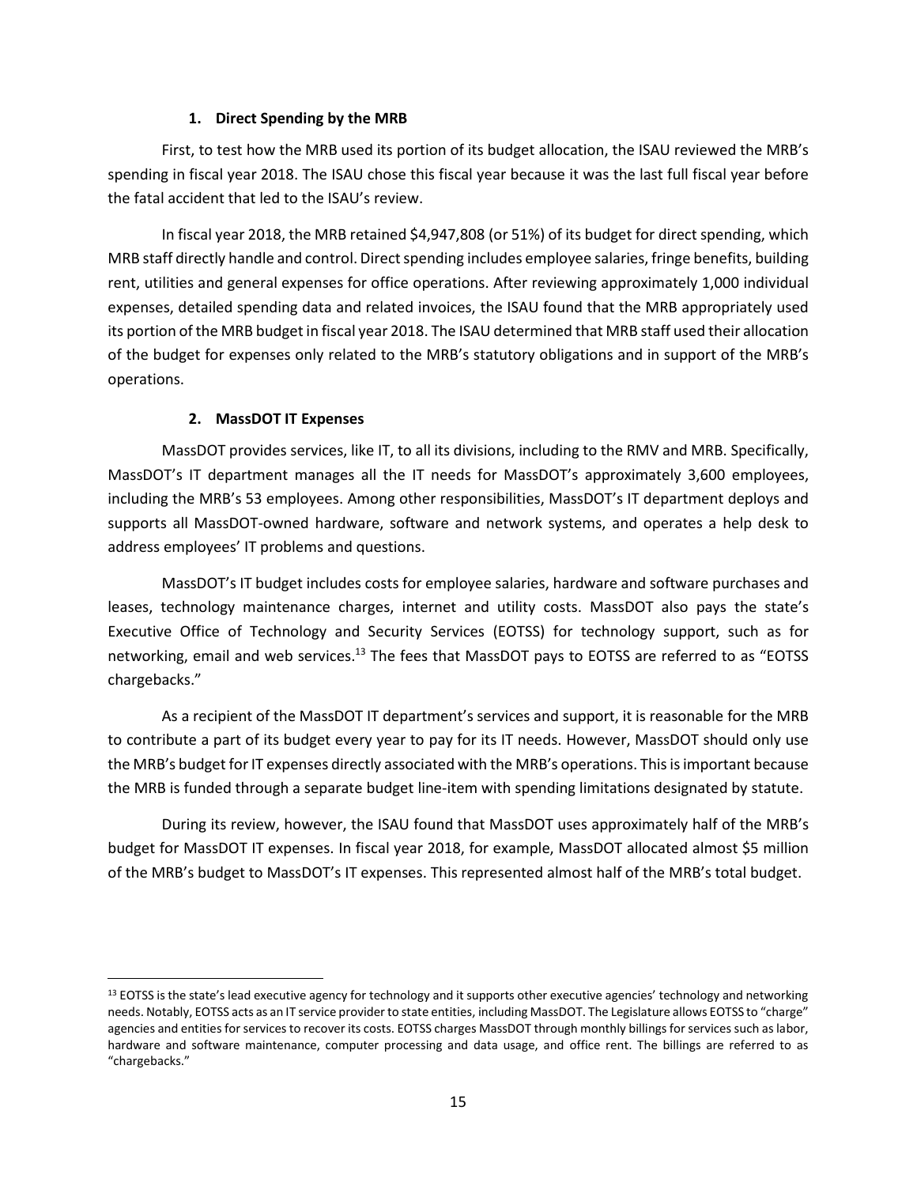### 1. Direct Spending by the MRB

First, to test how the MRB used its portion of its budget allocation, the ISAU reviewed the MRB's spending in fiscal year 2018. The ISAU chose this fiscal year because it was the last full fiscal year before the fatal accident that led to the ISAU's review.

In fiscal year 2018, the MRB retained $4,947,808 (or 51%) of its budget for direct spending, which MRB staff directly handle and control. Direct spending includes employee salaries, fringe benefits, building rent, utilities and general expenses for office operations. After reviewing approximately 1,000 individual expenses, detailed spending data and related invoices, the ISAU found that the MRB appropriately used its portion of the MRB budget in fiscal year 2018. The ISAU determined that MRB staff used their allocation of the budget for expenses only related to the MRB's statutory obligations and in support of the MRB's operations.

### 2. MassDOT IT Expenses

MassDOT provides services, like IT, to all its divisions, including to the RMV and MRB. Specifically, MassDOT's IT department manages all the IT needs for MassDOT's approximately 3,600 employees, including the MRB's 53 employees. Among other responsibilities, MassDOT's IT department deploys and supports all MassDOT-owned hardware, software and network systems, and operates a help desk to address employees' IT problems and questions.

MassDOT's IT budget includes costs for employee salaries, hardware and software purchases and leases, technology maintenance charges, internet and utility costs. MassDOT also pays the state's Executive Office of Technology and Security Services (EOTSS) for technology support, such as for networking, email and web services.[13] The fees that MassDOT pays to EOTSS are referred to as "EOTSS chargebacks."

As a recipient of the MassDOT IT department's services and support, it is reasonable for the MRB to contribute a part of its budget every year to pay for its IT needs. However, MassDOT should only use the MRB's budget for IT expenses directly associated with the MRB's operations. This is important because the MRB is funded through a separate budget line-item with spending limitations designated by statute.

During its review, however, the ISAU found that MassDOT uses approximately half of the MRB's budget for MassDOT IT expenses. In fiscal year 2018, for example, MassDOT allocated almost $5 million of the MRB's budget to MassDOT's IT expenses. This represented almost half of the MRB's total budget.

[13] EOTSS is the state's lead executive agency for technology and it supports other executive agencies' technology and networking needs. Notably, EOTSS acts as an IT service provider to state entities, including MassDOT. The Legislature allows EOTSS to "charge" agencies and entities for services to recover its costs. EOTSS charges MassDOT through monthly billings for services such as labor, hardware and software maintenance, computer processing and data usage, and office rent. The billings are referred to as "chargebacks."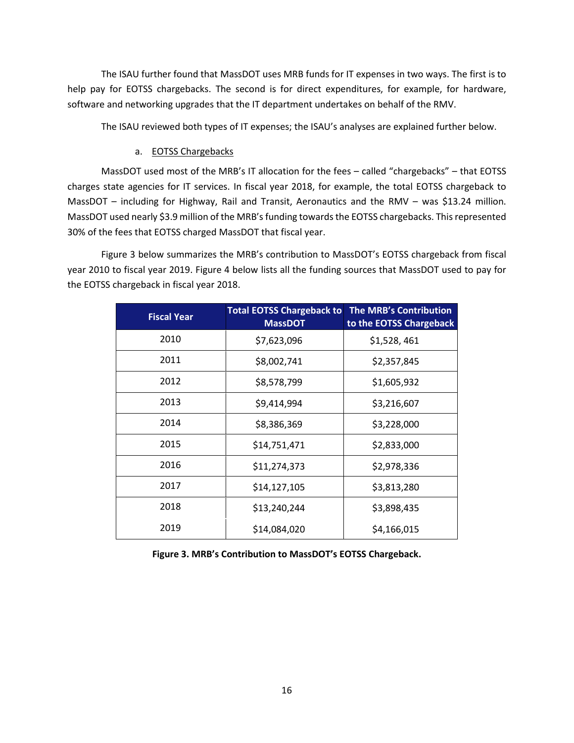The ISAU further found that MassDOT uses MRB funds for IT expenses in two ways. The first is to help pay for EOTSS chargebacks. The second is for direct expenditures, for example, for hardware, software and networking upgrades that the IT department undertakes on behalf of the RMV.

The ISAU reviewed both types of IT expenses; the ISAU's analyses are explained further below.

a. EOTSS Chargebacks

MassDOT used most of the MRB's IT allocation for the fees – called "chargebacks" – that EOTSS charges state agencies for IT services. In fiscal year 2018, for example, the total EOTSS chargeback to MassDOT – including for Highway, Rail and Transit, Aeronautics and the RMV – was $13.24 million. MassDOT used nearly $3.9 million of the MRB's funding towards the EOTSS chargebacks. This represented 30% of the fees that EOTSS charged MassDOT that fiscal year.

Figure 3 below summarizes the MRB's contribution to MassDOT's EOTSS chargeback from fiscal year 2010 to fiscal year 2019. Figure 4 below lists all the funding sources that MassDOT used to pay for the EOTSS chargeback in fiscal year 2018.

| Fiscal Year | Total EOTSS Chargeback to MassDOT | The MRB's Contribution to the EOTSS Chargeback |
|---|---|---|
| 2010 | $7,623,096 | $1,528, 461 |
| 2011 | $8,002,741 | $2,357,845 |
| 2012 | $8,578,799 | $1,605,932 |
| 2013 | $9,414,994 | $3,216,607 |
| 2014 | $8,386,369 | $3,228,000 |
| 2015 | $14,751,471 | $2,833,000 |
| 2016 | $11,274,373 | $2,978,336 |
| 2017 | $14,127,105 | $3,813,280 |
| 2018 | $13,240,244 | $3,898,435 |
| 2019 | $14,084,020 | $4,166,015 |

**Figure 3. MRB's Contribution to MassDOT's EOTSS Chargeback.**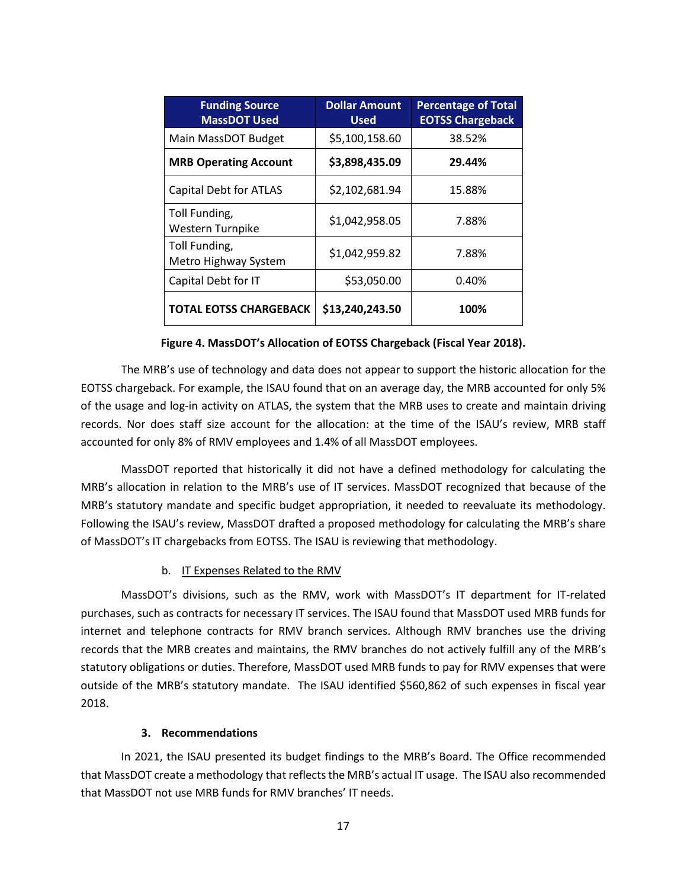| Funding Source MassDOT Used | Dollar Amount Used | Percentage of Total EOTSS Chargeback |
|---|---|---|
| Main MassDOT Budget | $5,100,158.60 | 38.52% |
| **MRB Operating Account** | **$3,898,435.09** | **29.44%** |
| Capital Debt for ATLAS | $2,102,681.94 | 15.88% |
| Toll Funding, Western Turnpike | $1,042,958.05 | 7.88% |
| Toll Funding, Metro Highway System | $1,042,959.82 | 7.88% |
| Capital Debt for IT | $53,050.00 | 0.40% |
| **TOTAL EOTSS CHARGEBACK** | **$13,240,243.50** | **100%** |

**Figure 4. MassDOT's Allocation of EOTSS Chargeback (Fiscal Year 2018).**

The MRB's use of technology and data does not appear to support the historic allocation for the EOTSS chargeback. For example, the ISAU found that on an average day, the MRB accounted for only 5% of the usage and log-in activity on ATLAS, the system that the MRB uses to create and maintain driving records. Nor does staff size account for the allocation: at the time of the ISAU's review, MRB staff accounted for only 8% of RMV employees and 1.4% of all MassDOT employees.

MassDOT reported that historically it did not have a defined methodology for calculating the MRB's allocation in relation to the MRB's use of IT services. MassDOT recognized that because of the MRB's statutory mandate and specific budget appropriation, it needed to reevaluate its methodology. Following the ISAU's review, MassDOT drafted a proposed methodology for calculating the MRB's share of MassDOT's IT chargebacks from EOTSS. The ISAU is reviewing that methodology.

b. IT Expenses Related to the RMV

MassDOT's divisions, such as the RMV, work with MassDOT's IT department for IT-related purchases, such as contracts for necessary IT services. The ISAU found that MassDOT used MRB funds for internet and telephone contracts for RMV branch services. Although RMV branches use the driving records that the MRB creates and maintains, the RMV branches do not actively fulfill any of the MRB's statutory obligations or duties. Therefore, MassDOT used MRB funds to pay for RMV expenses that were outside of the MRB's statutory mandate. The ISAU identified $560,862 of such expenses in fiscal year 2018.

### 3. Recommendations

In 2021, the ISAU presented its budget findings to the MRB's Board. The Office recommended that MassDOT create a methodology that reflects the MRB's actual IT usage. The ISAU also recommended that MassDOT not use MRB funds for RMV branches' IT needs.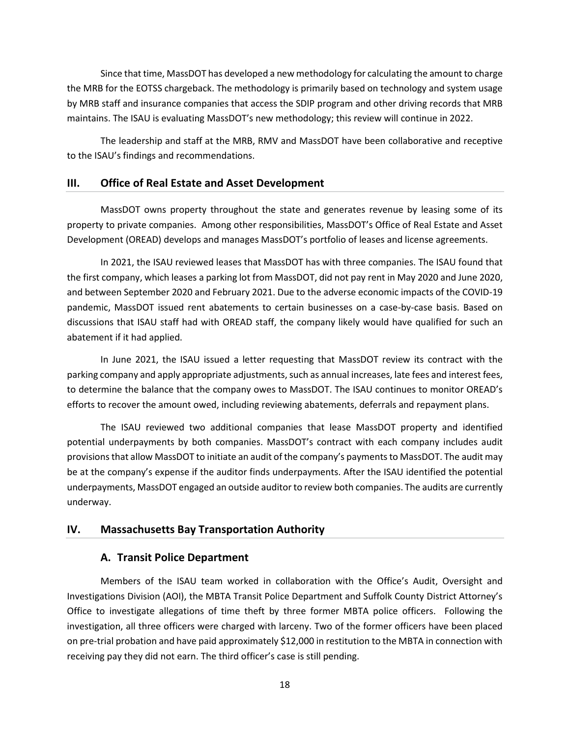Since that time, MassDOT has developed a new methodology for calculating the amount to charge the MRB for the EOTSS chargeback. The methodology is primarily based on technology and system usage by MRB staff and insurance companies that access the SDIP program and other driving records that MRB maintains. The ISAU is evaluating MassDOT's new methodology; this review will continue in 2022.

The leadership and staff at the MRB, RMV and MassDOT have been collaborative and receptive to the ISAU's findings and recommendations.

## III. Office of Real Estate and Asset Development

MassDOT owns property throughout the state and generates revenue by leasing some of its property to private companies. Among other responsibilities, MassDOT's Office of Real Estate and Asset Development (OREAD) develops and manages MassDOT's portfolio of leases and license agreements.

In 2021, the ISAU reviewed leases that MassDOT has with three companies. The ISAU found that the first company, which leases a parking lot from MassDOT, did not pay rent in May 2020 and June 2020, and between September 2020 and February 2021. Due to the adverse economic impacts of the COVID-19 pandemic, MassDOT issued rent abatements to certain businesses on a case-by-case basis. Based on discussions that ISAU staff had with OREAD staff, the company likely would have qualified for such an abatement if it had applied.

In June 2021, the ISAU issued a letter requesting that MassDOT review its contract with the parking company and apply appropriate adjustments, such as annual increases, late fees and interest fees, to determine the balance that the company owes to MassDOT. The ISAU continues to monitor OREAD's efforts to recover the amount owed, including reviewing abatements, deferrals and repayment plans.

The ISAU reviewed two additional companies that lease MassDOT property and identified potential underpayments by both companies. MassDOT's contract with each company includes audit provisions that allow MassDOT to initiate an audit of the company's payments to MassDOT. The audit may be at the company's expense if the auditor finds underpayments. After the ISAU identified the potential underpayments, MassDOT engaged an outside auditor to review both companies. The audits are currently underway.

## IV. Massachusetts Bay Transportation Authority

### A. Transit Police Department

Members of the ISAU team worked in collaboration with the Office's Audit, Oversight and Investigations Division (AOI), the MBTA Transit Police Department and Suffolk County District Attorney's Office to investigate allegations of time theft by three former MBTA police officers. Following the investigation, all three officers were charged with larceny. Two of the former officers have been placed on pre-trial probation and have paid approximately $12,000 in restitution to the MBTA in connection with receiving pay they did not earn. The third officer's case is still pending.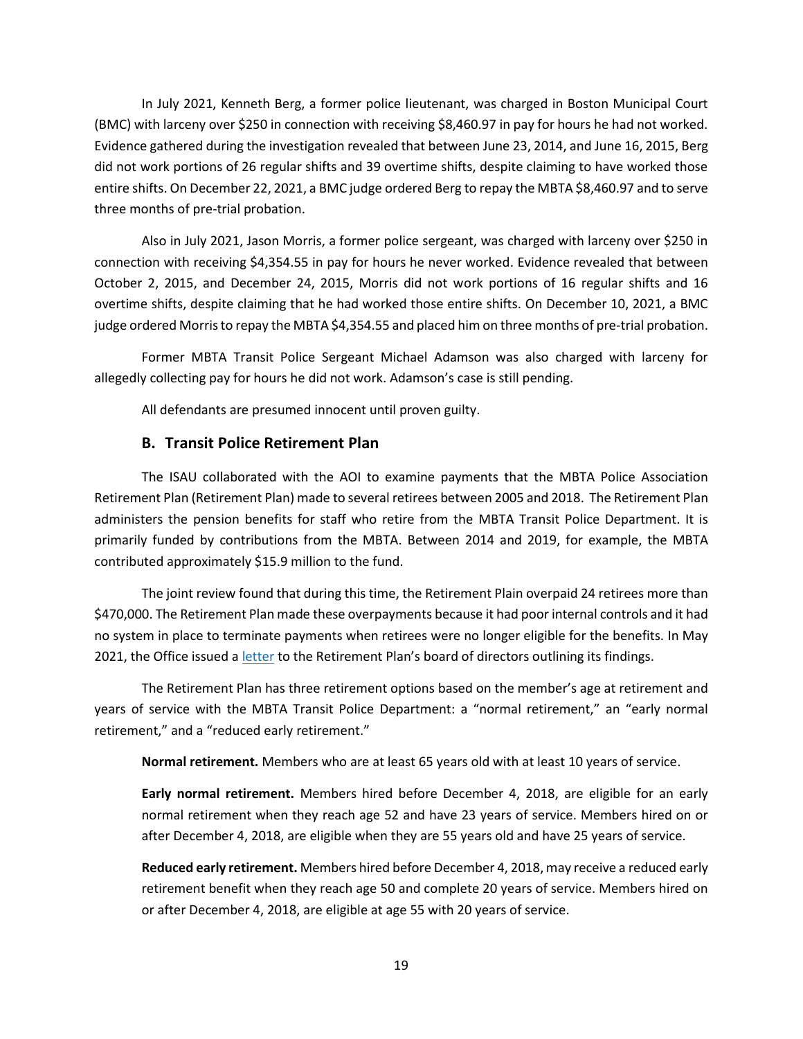In July 2021, Kenneth Berg, a former police lieutenant, was charged in Boston Municipal Court (BMC) with larceny over $250 in connection with receiving $8,460.97 in pay for hours he had not worked. Evidence gathered during the investigation revealed that between June 23, 2014, and June 16, 2015, Berg did not work portions of 26 regular shifts and 39 overtime shifts, despite claiming to have worked those entire shifts. On December 22, 2021, a BMC judge ordered Berg to repay the MBTA $8,460.97 and to serve three months of pre-trial probation.

Also in July 2021, Jason Morris, a former police sergeant, was charged with larceny over $250 in connection with receiving $4,354.55 in pay for hours he never worked. Evidence revealed that between October 2, 2015, and December 24, 2015, Morris did not work portions of 16 regular shifts and 16 overtime shifts, despite claiming that he had worked those entire shifts. On December 10, 2021, a BMC judge ordered Morris to repay the MBTA $4,354.55 and placed him on three months of pre-trial probation.

Former MBTA Transit Police Sergeant Michael Adamson was also charged with larceny for allegedly collecting pay for hours he did not work. Adamson's case is still pending.

All defendants are presumed innocent until proven guilty.

### B. Transit Police Retirement Plan

The ISAU collaborated with the AOI to examine payments that the MBTA Police Association Retirement Plan (Retirement Plan) made to several retirees between 2005 and 2018. The Retirement Plan administers the pension benefits for staff who retire from the MBTA Transit Police Department. It is primarily funded by contributions from the MBTA. Between 2014 and 2019, for example, the MBTA contributed approximately $15.9 million to the fund.

The joint review found that during this time, the Retirement Plain overpaid 24 retirees more than $470,000. The Retirement Plan made these overpayments because it had poor internal controls and it had no system in place to terminate payments when retirees were no longer eligible for the benefits. In May 2021, the Office issued a letter to the Retirement Plan's board of directors outlining its findings.

The Retirement Plan has three retirement options based on the member's age at retirement and years of service with the MBTA Transit Police Department: a "normal retirement," an "early normal retirement," and a "reduced early retirement."

**Normal retirement.** Members who are at least 65 years old with at least 10 years of service.

**Early normal retirement.** Members hired before December 4, 2018, are eligible for an early normal retirement when they reach age 52 and have 23 years of service. Members hired on or after December 4, 2018, are eligible when they are 55 years old and have 25 years of service.

**Reduced early retirement.** Members hired before December 4, 2018, may receive a reduced early retirement benefit when they reach age 50 and complete 20 years of service. Members hired on or after December 4, 2018, are eligible at age 55 with 20 years of service.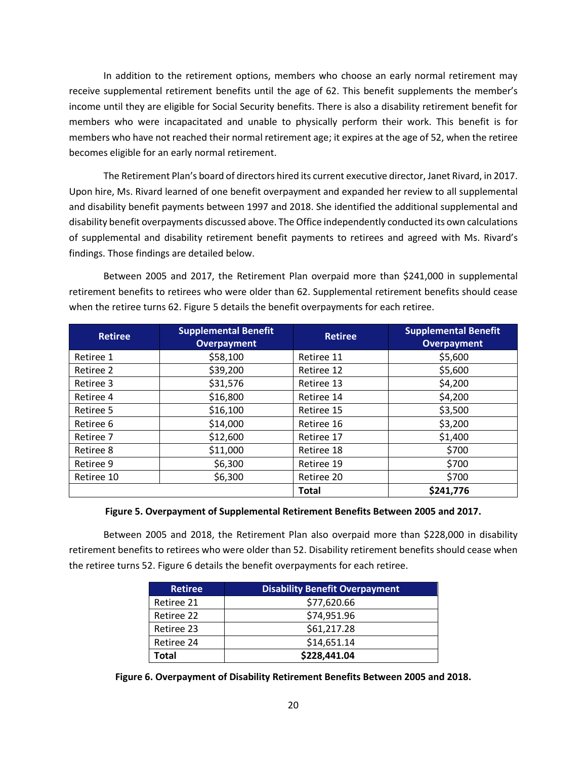In addition to the retirement options, members who choose an early normal retirement may receive supplemental retirement benefits until the age of 62. This benefit supplements the member's income until they are eligible for Social Security benefits. There is also a disability retirement benefit for members who were incapacitated and unable to physically perform their work. This benefit is for members who have not reached their normal retirement age; it expires at the age of 52, when the retiree becomes eligible for an early normal retirement.

The Retirement Plan's board of directors hired its current executive director, Janet Rivard, in 2017. Upon hire, Ms. Rivard learned of one benefit overpayment and expanded her review to all supplemental and disability benefit payments between 1997 and 2018. She identified the additional supplemental and disability benefit overpayments discussed above. The Office independently conducted its own calculations of supplemental and disability retirement benefit payments to retirees and agreed with Ms. Rivard's findings. Those findings are detailed below.

Between 2005 and 2017, the Retirement Plan overpaid more than $241,000 in supplemental retirement benefits to retirees who were older than 62. Supplemental retirement benefits should cease when the retiree turns 62. Figure 5 details the benefit overpayments for each retiree.

| Retiree | Supplemental Benefit Overpayment | Retiree | Supplemental Benefit Overpayment |
|---|---|---|---|
| Retiree 1 | $58,100 | Retiree 11 | $5,600 |
| Retiree 2 | $39,200 | Retiree 12 | $5,600 |
| Retiree 3 | $31,576 | Retiree 13 | $4,200 |
| Retiree 4 | $16,800 | Retiree 14 | $4,200 |
| Retiree 5 | $16,100 | Retiree 15 | $3,500 |
| Retiree 6 | $14,000 | Retiree 16 | $3,200 |
| Retiree 7 | $12,600 | Retiree 17 | $1,400 |
| Retiree 8 | $11,000 | Retiree 18 | $700 |
| Retiree 9 | $6,300 | Retiree 19 | $700 |
| Retiree 10 | $6,300 | Retiree 20 | $700 |
| | | **Total** | **$241,776** |

**Figure 5. Overpayment of Supplemental Retirement Benefits Between 2005 and 2017.**

Between 2005 and 2018, the Retirement Plan also overpaid more than $228,000 in disability retirement benefits to retirees who were older than 52. Disability retirement benefits should cease when the retiree turns 52. Figure 6 details the benefit overpayments for each retiree.

| Retiree | Disability Benefit Overpayment |
|---|---|
| Retiree 21 | $77,620.66 |
| Retiree 22 | $74,951.96 |
| Retiree 23 | $61,217.28 |
| Retiree 24 | $14,651.14 |
| **Total** | **$228,441.04** |

**Figure 6. Overpayment of Disability Retirement Benefits Between 2005 and 2018.**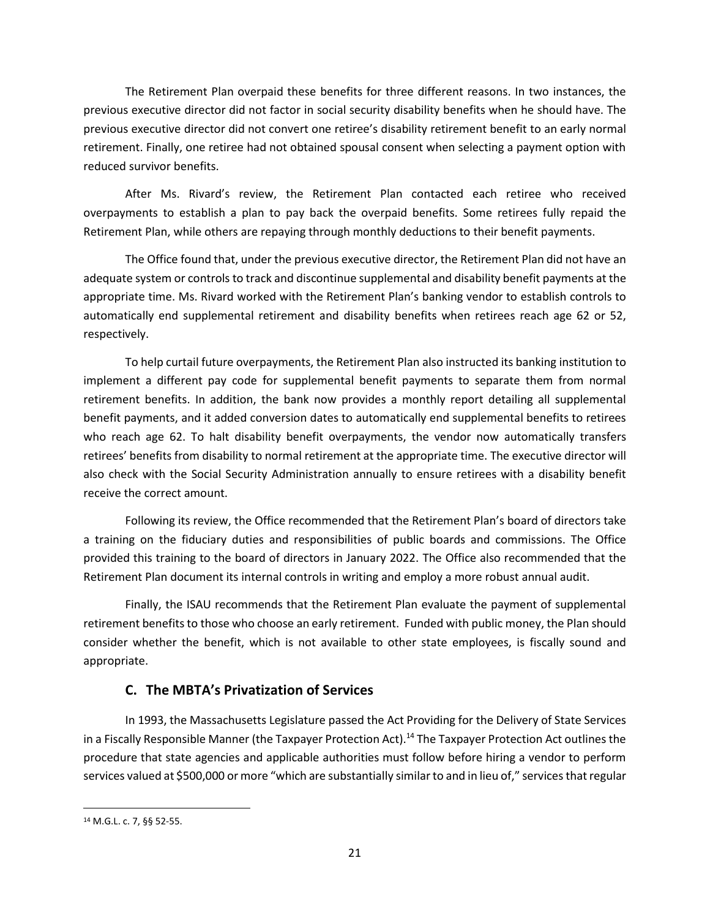The Retirement Plan overpaid these benefits for three different reasons. In two instances, the previous executive director did not factor in social security disability benefits when he should have. The previous executive director did not convert one retiree's disability retirement benefit to an early normal retirement. Finally, one retiree had not obtained spousal consent when selecting a payment option with reduced survivor benefits.

After Ms. Rivard's review, the Retirement Plan contacted each retiree who received overpayments to establish a plan to pay back the overpaid benefits. Some retirees fully repaid the Retirement Plan, while others are repaying through monthly deductions to their benefit payments.

The Office found that, under the previous executive director, the Retirement Plan did not have an adequate system or controls to track and discontinue supplemental and disability benefit payments at the appropriate time. Ms. Rivard worked with the Retirement Plan's banking vendor to establish controls to automatically end supplemental retirement and disability benefits when retirees reach age 62 or 52, respectively.

To help curtail future overpayments, the Retirement Plan also instructed its banking institution to implement a different pay code for supplemental benefit payments to separate them from normal retirement benefits. In addition, the bank now provides a monthly report detailing all supplemental benefit payments, and it added conversion dates to automatically end supplemental benefits to retirees who reach age 62. To halt disability benefit overpayments, the vendor now automatically transfers retirees' benefits from disability to normal retirement at the appropriate time. The executive director will also check with the Social Security Administration annually to ensure retirees with a disability benefit receive the correct amount.

Following its review, the Office recommended that the Retirement Plan's board of directors take a training on the fiduciary duties and responsibilities of public boards and commissions. The Office provided this training to the board of directors in January 2022. The Office also recommended that the Retirement Plan document its internal controls in writing and employ a more robust annual audit.

Finally, the ISAU recommends that the Retirement Plan evaluate the payment of supplemental retirement benefits to those who choose an early retirement. Funded with public money, the Plan should consider whether the benefit, which is not available to other state employees, is fiscally sound and appropriate.

### C. The MBTA's Privatization of Services

In 1993, the Massachusetts Legislature passed the Act Providing for the Delivery of State Services in a Fiscally Responsible Manner (the Taxpayer Protection Act).[14] The Taxpayer Protection Act outlines the procedure that state agencies and applicable authorities must follow before hiring a vendor to perform services valued at $500,000 or more "which are substantially similar to and in lieu of," services that regular

---

[14] M.G.L. c. 7, §§ 52-55.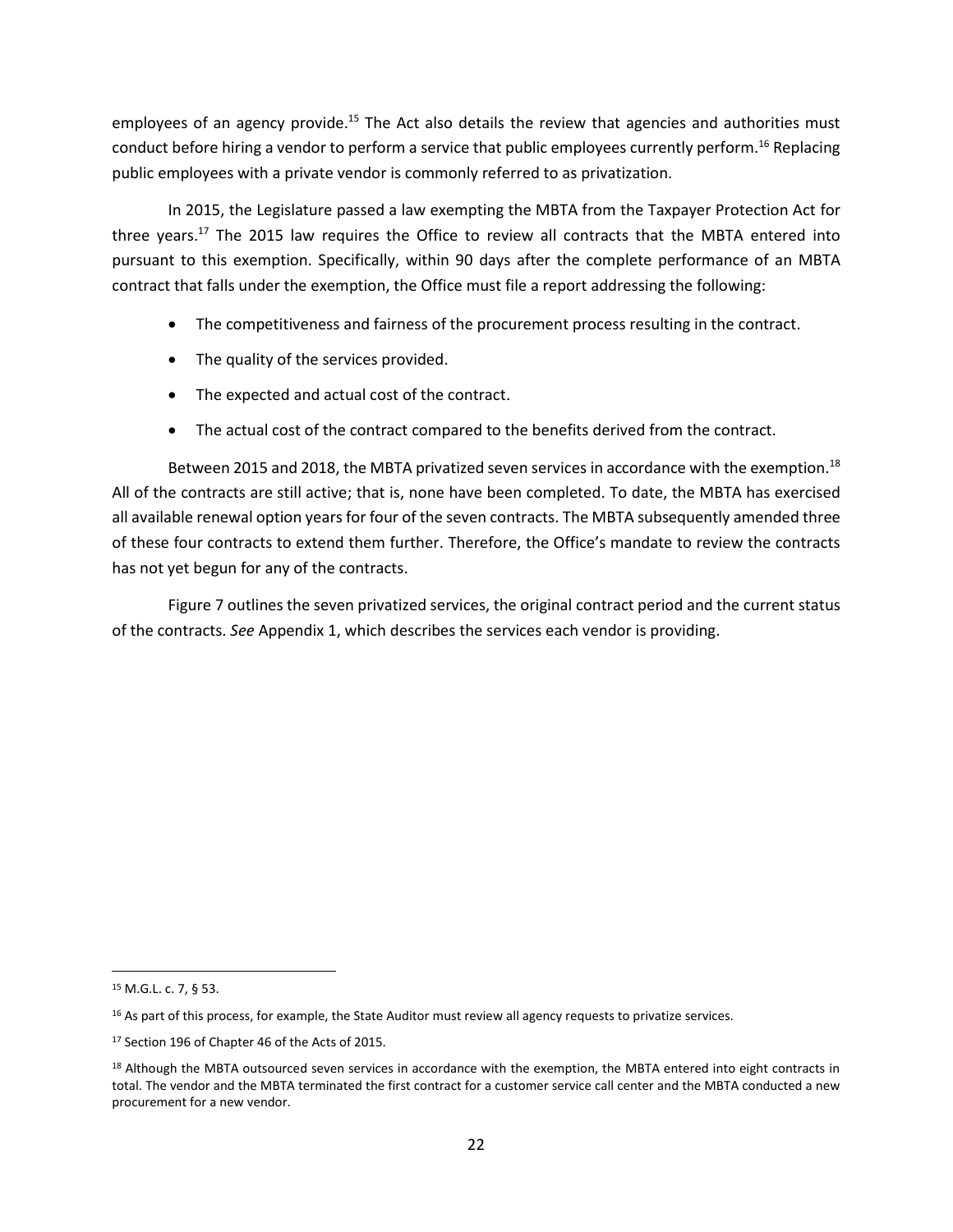employees of an agency provide.[15] The Act also details the review that agencies and authorities must conduct before hiring a vendor to perform a service that public employees currently perform.[16] Replacing public employees with a private vendor is commonly referred to as privatization.

In 2015, the Legislature passed a law exempting the MBTA from the Taxpayer Protection Act for three years.[17] The 2015 law requires the Office to review all contracts that the MBTA entered into pursuant to this exemption. Specifically, within 90 days after the complete performance of an MBTA contract that falls under the exemption, the Office must file a report addressing the following:

- The competitiveness and fairness of the procurement process resulting in the contract.
- The quality of the services provided.
- The expected and actual cost of the contract.
- The actual cost of the contract compared to the benefits derived from the contract.

Between 2015 and 2018, the MBTA privatized seven services in accordance with the exemption.[18] All of the contracts are still active; that is, none have been completed. To date, the MBTA has exercised all available renewal option years for four of the seven contracts. The MBTA subsequently amended three of these four contracts to extend them further. Therefore, the Office's mandate to review the contracts has not yet begun for any of the contracts.

Figure 7 outlines the seven privatized services, the original contract period and the current status of the contracts. *See* Appendix 1, which describes the services each vendor is providing.

---

[15] M.G.L. c. 7, § 53.

[16] As part of this process, for example, the State Auditor must review all agency requests to privatize services.

[17] Section 196 of Chapter 46 of the Acts of 2015.

[18] Although the MBTA outsourced seven services in accordance with the exemption, the MBTA entered into eight contracts in total. The vendor and the MBTA terminated the first contract for a customer service call center and the MBTA conducted a new procurement for a new vendor.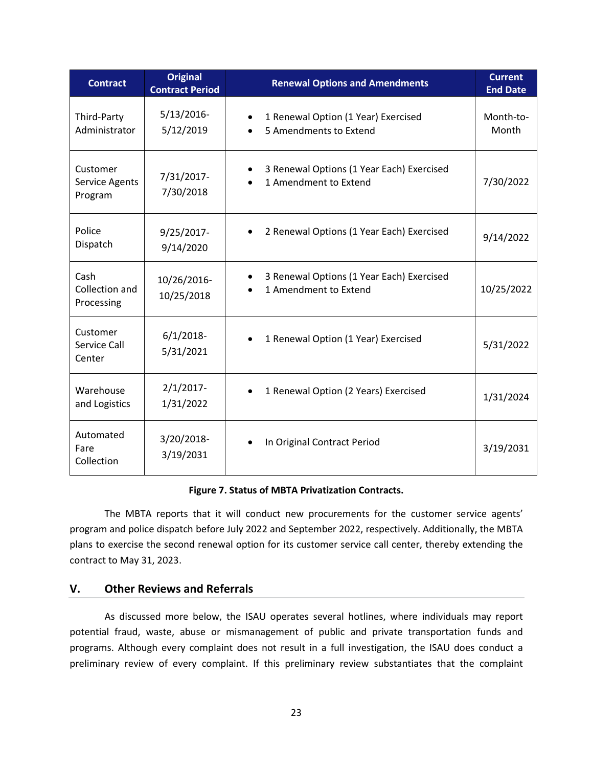| Contract | Original Contract Period | Renewal Options and Amendments | Current End Date |
|---|---|---|---|
| Third-Party Administrator | 5/13/2016-5/12/2019 | • 1 Renewal Option (1 Year) Exercised<br>• 5 Amendments to Extend | Month-to-Month |
| Customer Service Agents Program | 7/31/2017-7/30/2018 | • 3 Renewal Options (1 Year Each) Exercised<br>• 1 Amendment to Extend | 7/30/2022 |
| Police Dispatch | 9/25/2017-9/14/2020 | • 2 Renewal Options (1 Year Each) Exercised | 9/14/2022 |
| Cash Collection and Processing | 10/26/2016-10/25/2018 | • 3 Renewal Options (1 Year Each) Exercised<br>• 1 Amendment to Extend | 10/25/2022 |
| Customer Service Call Center | 6/1/2018-5/31/2021 | • 1 Renewal Option (1 Year) Exercised | 5/31/2022 |
| Warehouse and Logistics | 2/1/2017-1/31/2022 | • 1 Renewal Option (2 Years) Exercised | 1/31/2024 |
| Automated Fare Collection | 3/20/2018-3/19/2031 | • In Original Contract Period | 3/19/2031 |

**Figure 7. Status of MBTA Privatization Contracts.**

The MBTA reports that it will conduct new procurements for the customer service agents' program and police dispatch before July 2022 and September 2022, respectively. Additionally, the MBTA plans to exercise the second renewal option for its customer service call center, thereby extending the contract to May 31, 2023.

## V. Other Reviews and Referrals

As discussed more below, the ISAU operates several hotlines, where individuals may report potential fraud, waste, abuse or mismanagement of public and private transportation funds and programs. Although every complaint does not result in a full investigation, the ISAU does conduct a preliminary review of every complaint. If this preliminary review substantiates that the complaint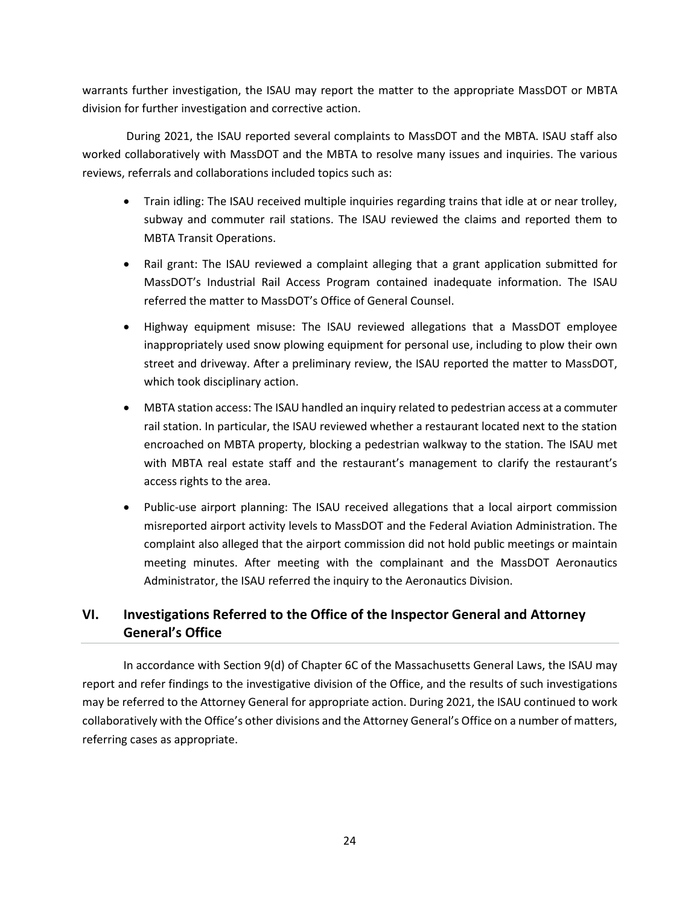warrants further investigation, the ISAU may report the matter to the appropriate MassDOT or MBTA division for further investigation and corrective action.

During 2021, the ISAU reported several complaints to MassDOT and the MBTA. ISAU staff also worked collaboratively with MassDOT and the MBTA to resolve many issues and inquiries. The various reviews, referrals and collaborations included topics such as:

- Train idling: The ISAU received multiple inquiries regarding trains that idle at or near trolley, subway and commuter rail stations. The ISAU reviewed the claims and reported them to MBTA Transit Operations.
- Rail grant: The ISAU reviewed a complaint alleging that a grant application submitted for MassDOT's Industrial Rail Access Program contained inadequate information. The ISAU referred the matter to MassDOT's Office of General Counsel.
- Highway equipment misuse: The ISAU reviewed allegations that a MassDOT employee inappropriately used snow plowing equipment for personal use, including to plow their own street and driveway. After a preliminary review, the ISAU reported the matter to MassDOT, which took disciplinary action.
- MBTA station access: The ISAU handled an inquiry related to pedestrian access at a commuter rail station. In particular, the ISAU reviewed whether a restaurant located next to the station encroached on MBTA property, blocking a pedestrian walkway to the station. The ISAU met with MBTA real estate staff and the restaurant's management to clarify the restaurant's access rights to the area.
- Public-use airport planning: The ISAU received allegations that a local airport commission misreported airport activity levels to MassDOT and the Federal Aviation Administration. The complaint also alleged that the airport commission did not hold public meetings or maintain meeting minutes. After meeting with the complainant and the MassDOT Aeronautics Administrator, the ISAU referred the inquiry to the Aeronautics Division.

## VI. Investigations Referred to the Office of the Inspector General and Attorney General's Office

In accordance with Section 9(d) of Chapter 6C of the Massachusetts General Laws, the ISAU may report and refer findings to the investigative division of the Office, and the results of such investigations may be referred to the Attorney General for appropriate action. During 2021, the ISAU continued to work collaboratively with the Office's other divisions and the Attorney General's Office on a number of matters, referring cases as appropriate.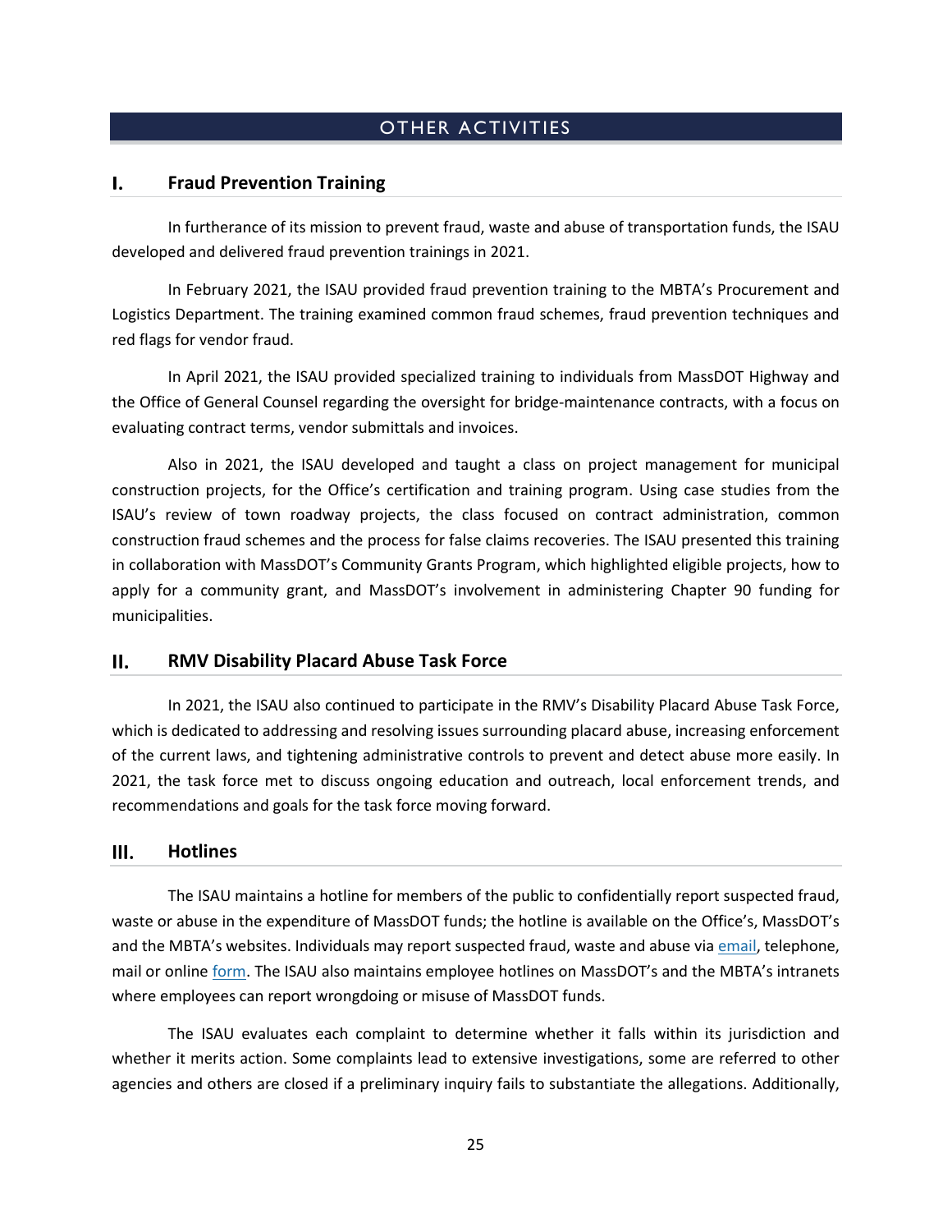# OTHER ACTIVITIES

## I. Fraud Prevention Training

In furtherance of its mission to prevent fraud, waste and abuse of transportation funds, the ISAU developed and delivered fraud prevention trainings in 2021.

In February 2021, the ISAU provided fraud prevention training to the MBTA's Procurement and Logistics Department. The training examined common fraud schemes, fraud prevention techniques and red flags for vendor fraud.

In April 2021, the ISAU provided specialized training to individuals from MassDOT Highway and the Office of General Counsel regarding the oversight for bridge-maintenance contracts, with a focus on evaluating contract terms, vendor submittals and invoices.

Also in 2021, the ISAU developed and taught a class on project management for municipal construction projects, for the Office's certification and training program. Using case studies from the ISAU's review of town roadway projects, the class focused on contract administration, common construction fraud schemes and the process for false claims recoveries. The ISAU presented this training in collaboration with MassDOT's Community Grants Program, which highlighted eligible projects, how to apply for a community grant, and MassDOT's involvement in administering Chapter 90 funding for municipalities.

## II. RMV Disability Placard Abuse Task Force

In 2021, the ISAU also continued to participate in the RMV's Disability Placard Abuse Task Force, which is dedicated to addressing and resolving issues surrounding placard abuse, increasing enforcement of the current laws, and tightening administrative controls to prevent and detect abuse more easily. In 2021, the task force met to discuss ongoing education and outreach, local enforcement trends, and recommendations and goals for the task force moving forward.

## III. Hotlines

The ISAU maintains a hotline for members of the public to confidentially report suspected fraud, waste or abuse in the expenditure of MassDOT funds; the hotline is available on the Office's, MassDOT's and the MBTA's websites. Individuals may report suspected fraud, waste and abuse via email, telephone, mail or online form. The ISAU also maintains employee hotlines on MassDOT's and the MBTA's intranets where employees can report wrongdoing or misuse of MassDOT funds.

The ISAU evaluates each complaint to determine whether it falls within its jurisdiction and whether it merits action. Some complaints lead to extensive investigations, some are referred to other agencies and others are closed if a preliminary inquiry fails to substantiate the allegations. Additionally,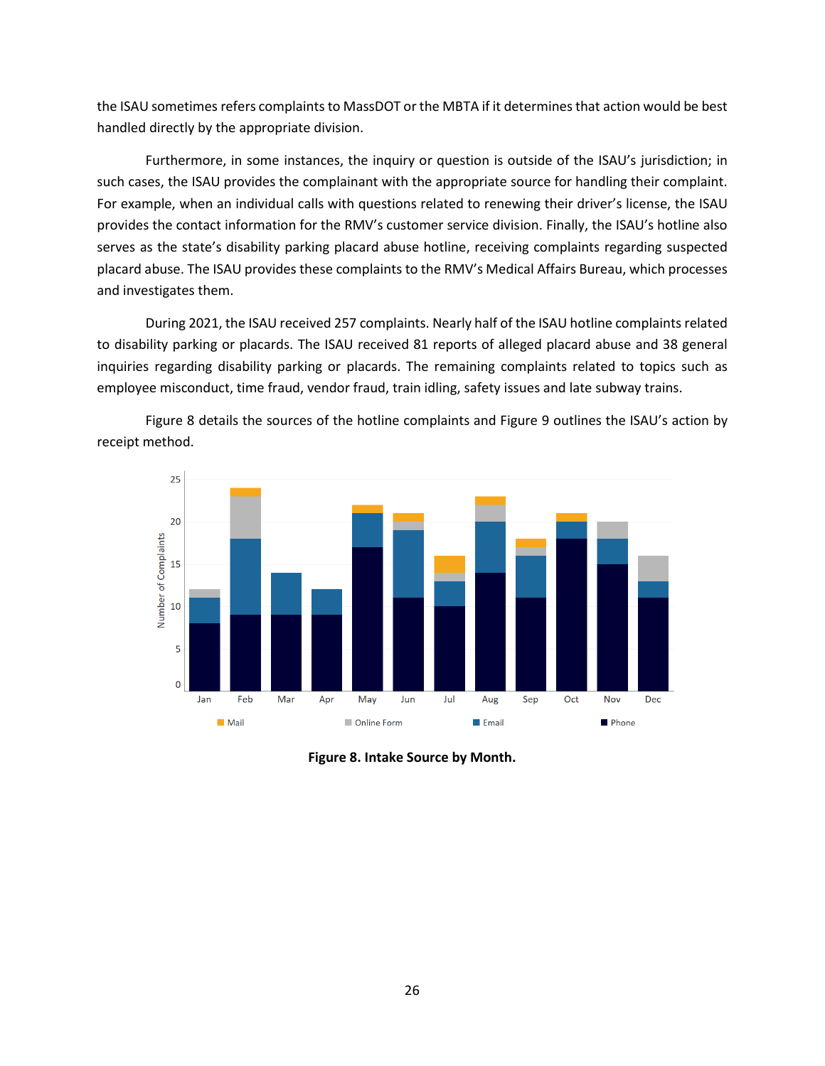the ISAU sometimes refers complaints to MassDOT or the MBTA if it determines that action would be best handled directly by the appropriate division.

Furthermore, in some instances, the inquiry or question is outside of the ISAU's jurisdiction; in such cases, the ISAU provides the complainant with the appropriate source for handling their complaint. For example, when an individual calls with questions related to renewing their driver's license, the ISAU provides the contact information for the RMV's customer service division. Finally, the ISAU's hotline also serves as the state's disability parking placard abuse hotline, receiving complaints regarding suspected placard abuse. The ISAU provides these complaints to the RMV's Medical Affairs Bureau, which processes and investigates them.

During 2021, the ISAU received 257 complaints. Nearly half of the ISAU hotline complaints related to disability parking or placards. The ISAU received 81 reports of alleged placard abuse and 38 general inquiries regarding disability parking or placards. The remaining complaints related to topics such as employee misconduct, time fraud, vendor fraud, train idling, safety issues and late subway trains.

Figure 8 details the sources of the hotline complaints and Figure 9 outlines the ISAU's action by receipt method.

**Figure 8. Intake Source by Month.**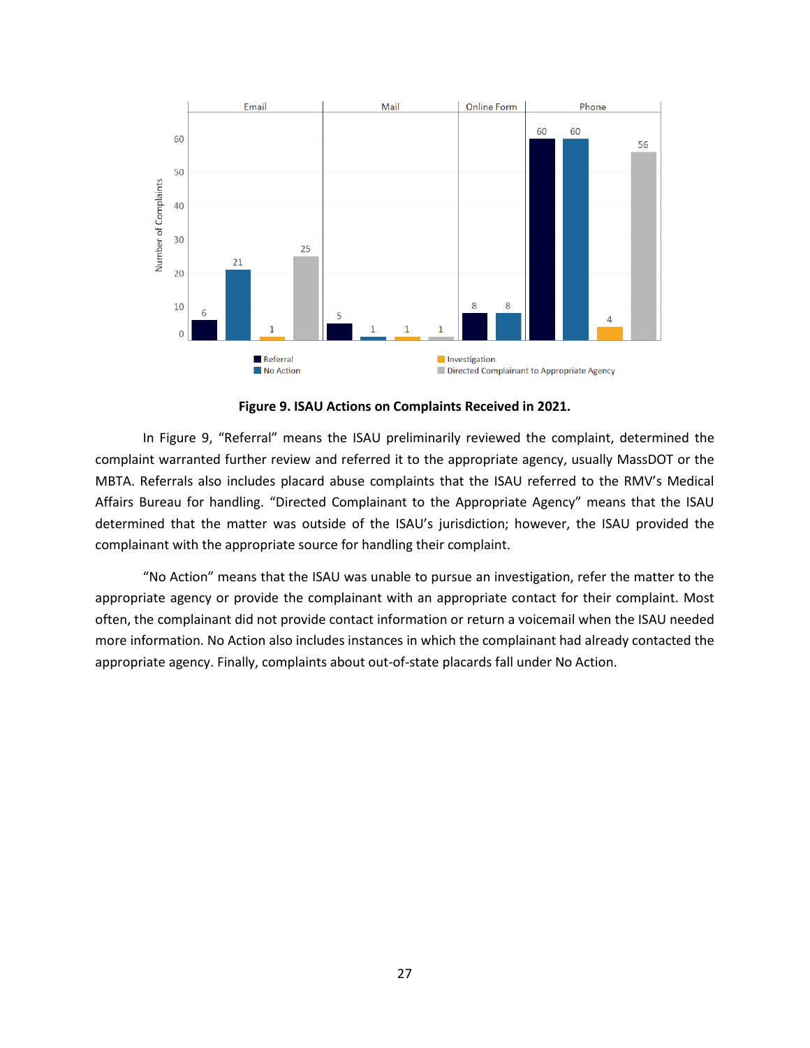**Figure 9. ISAU Actions on Complaints Received in 2021.**

In Figure 9, “Referral” means the ISAU preliminarily reviewed the complaint, determined the complaint warranted further review and referred it to the appropriate agency, usually MassDOT or the MBTA. Referrals also includes placard abuse complaints that the ISAU referred to the RMV’s Medical Affairs Bureau for handling. “Directed Complainant to the Appropriate Agency” means that the ISAU determined that the matter was outside of the ISAU’s jurisdiction; however, the ISAU provided the complainant with the appropriate source for handling their complaint.

“No Action” means that the ISAU was unable to pursue an investigation, refer the matter to the appropriate agency or provide the complainant with an appropriate contact for their complaint. Most often, the complainant did not provide contact information or return a voicemail when the ISAU needed more information. No Action also includes instances in which the complainant had already contacted the appropriate agency. Finally, complaints about out-of-state placards fall under No Action.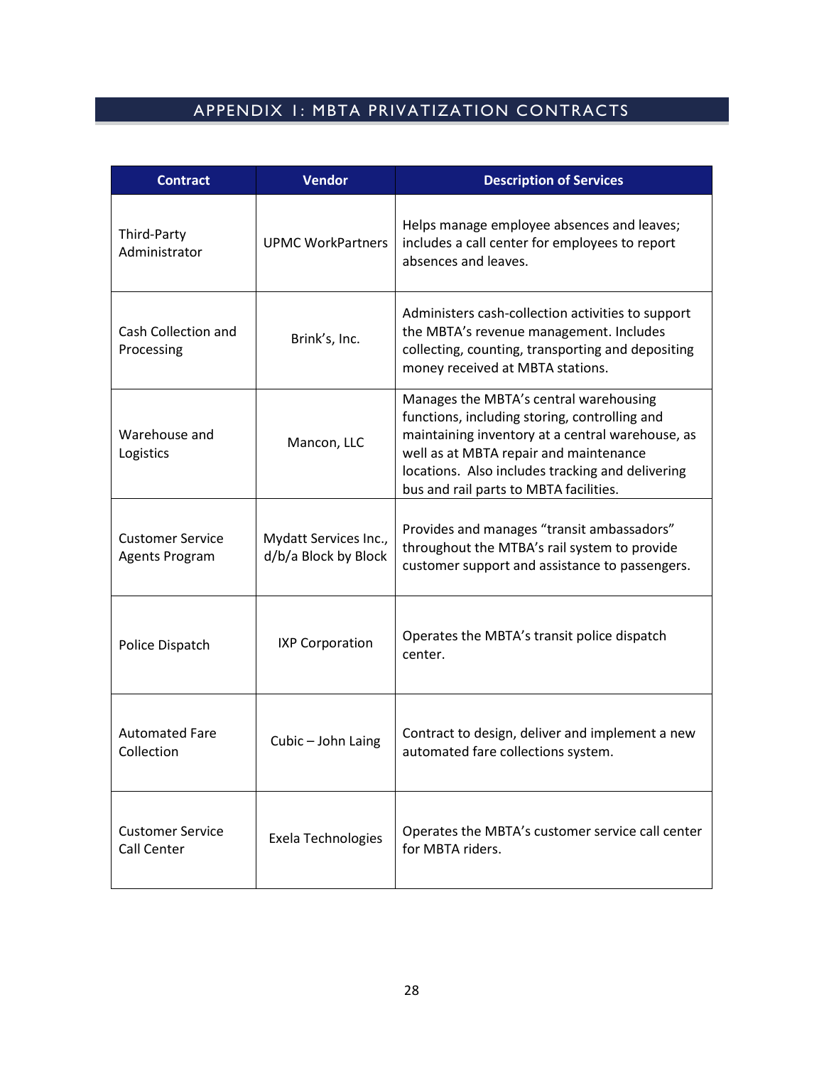## APPENDIX I: MBTA PRIVATIZATION CONTRACTS

| Contract | Vendor | Description of Services |
|---|---|---|
| Third-Party Administrator | UPMC WorkPartners | Helps manage employee absences and leaves; includes a call center for employees to report absences and leaves. |
| Cash Collection and Processing | Brink's, Inc. | Administers cash-collection activities to support the MBTA's revenue management. Includes collecting, counting, transporting and depositing money received at MBTA stations. |
| Warehouse and Logistics | Mancon, LLC | Manages the MBTA's central warehousing functions, including storing, controlling and maintaining inventory at a central warehouse, as well as at MBTA repair and maintenance locations. Also includes tracking and delivering bus and rail parts to MBTA facilities. |
| Customer Service Agents Program | Mydatt Services Inc., d/b/a Block by Block | Provides and manages "transit ambassadors" throughout the MTBA's rail system to provide customer support and assistance to passengers. |
| Police Dispatch | IXP Corporation | Operates the MBTA's transit police dispatch center. |
| Automated Fare Collection | Cubic – John Laing | Contract to design, deliver and implement a new automated fare collections system. |
| Customer Service Call Center | Exela Technologies | Operates the MBTA's customer service call center for MBTA riders. |